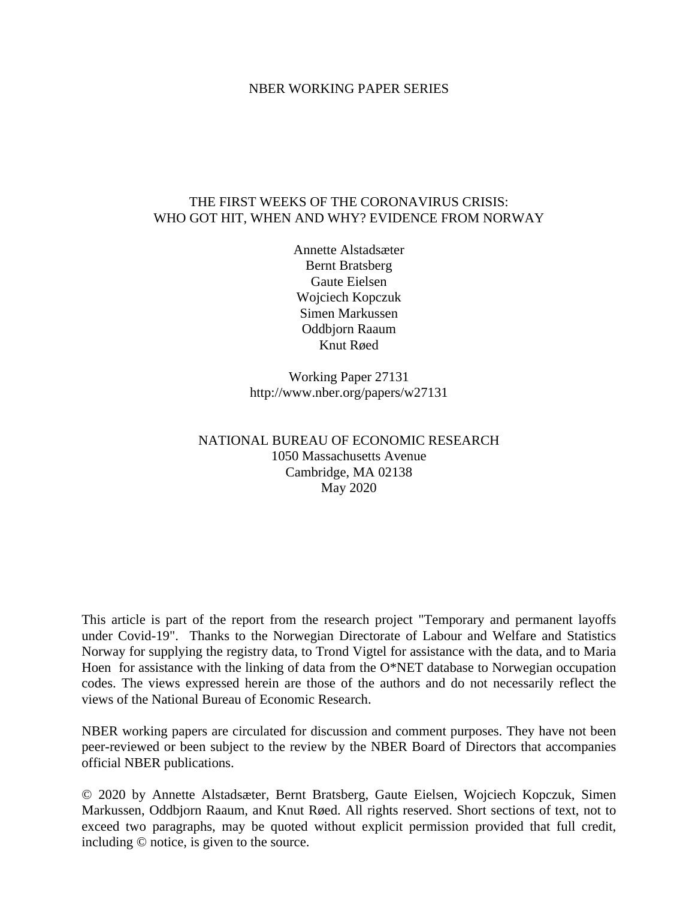NBER WORKING PAPER SERIES

# THE FIRST WEEKS OF THE CORONAVIRUS CRISIS: WHO GOT HIT, WHEN AND WHY? EVIDENCE FROM NORWAY

Annette Alstadsæter
Bernt Bratsberg
Gaute Eielsen
Wojciech Kopczuk
Simen Markussen
Oddbjorn Raaum
Knut Røed

Working Paper 27131
http://www.nber.org/papers/w27131

NATIONAL BUREAU OF ECONOMIC RESEARCH
1050 Massachusetts Avenue
Cambridge, MA 02138
May 2020

This article is part of the report from the research project "Temporary and permanent layoffs under Covid-19". Thanks to the Norwegian Directorate of Labour and Welfare and Statistics Norway for supplying the registry data, to Trond Vigtel for assistance with the data, and to Maria Hoen for assistance with the linking of data from the O*NET database to Norwegian occupation codes. The views expressed herein are those of the authors and do not necessarily reflect the views of the National Bureau of Economic Research.

NBER working papers are circulated for discussion and comment purposes. They have not been peer-reviewed or been subject to the review by the NBER Board of Directors that accompanies official NBER publications.

© 2020 by Annette Alstadsæter, Bernt Bratsberg, Gaute Eielsen, Wojciech Kopczuk, Simen Markussen, Oddbjorn Raaum, and Knut Røed. All rights reserved. Short sections of text, not to exceed two paragraphs, may be quoted without explicit permission provided that full credit, including © notice, is given to the source.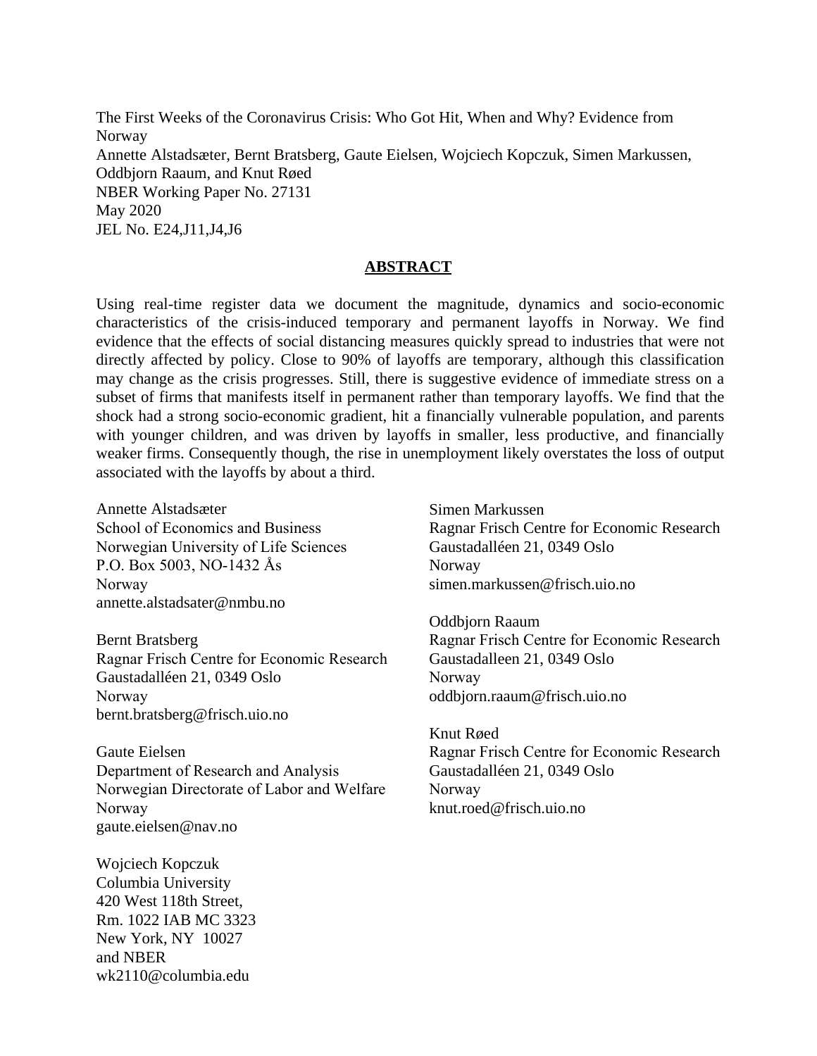The First Weeks of the Coronavirus Crisis: Who Got Hit, When and Why? Evidence from Norway
Annette Alstadsæter, Bernt Bratsberg, Gaute Eielsen, Wojciech Kopczuk, Simen Markussen, Oddbjorn Raaum, and Knut Røed
NBER Working Paper No. 27131
May 2020
JEL No. E24,J11,J4,J6

## ABSTRACT

Using real-time register data we document the magnitude, dynamics and socio-economic characteristics of the crisis-induced temporary and permanent layoffs in Norway. We find evidence that the effects of social distancing measures quickly spread to industries that were not directly affected by policy. Close to 90% of layoffs are temporary, although this classification may change as the crisis progresses. Still, there is suggestive evidence of immediate stress on a subset of firms that manifests itself in permanent rather than temporary layoffs. We find that the shock had a strong socio-economic gradient, hit a financially vulnerable population, and parents with younger children, and was driven by layoffs in smaller, less productive, and financially weaker firms. Consequently though, the rise in unemployment likely overstates the loss of output associated with the layoffs by about a third.

Annette Alstadsæter
School of Economics and Business
Norwegian University of Life Sciences
P.O. Box 5003, NO-1432 Ås
Norway
annette.alstadsater@nmbu.no

Bernt Bratsberg
Ragnar Frisch Centre for Economic Research
Gaustadalléen 21, 0349 Oslo
Norway
bernt.bratsberg@frisch.uio.no

Gaute Eielsen
Department of Research and Analysis
Norwegian Directorate of Labor and Welfare
Norway
gaute.eielsen@nav.no

Wojciech Kopczuk
Columbia University
420 West 118th Street,
Rm. 1022 IAB MC 3323
New York, NY 10027
and NBER
wk2110@columbia.edu

Simen Markussen
Ragnar Frisch Centre for Economic Research
Gaustadalléen 21, 0349 Oslo
Norway
simen.markussen@frisch.uio.no

Oddbjorn Raaum
Ragnar Frisch Centre for Economic Research
Gaustadalleen 21, 0349 Oslo
Norway
oddbjorn.raaum@frisch.uio.no

Knut Røed
Ragnar Frisch Centre for Economic Research
Gaustadalléen 21, 0349 Oslo
Norway
knut.roed@frisch.uio.no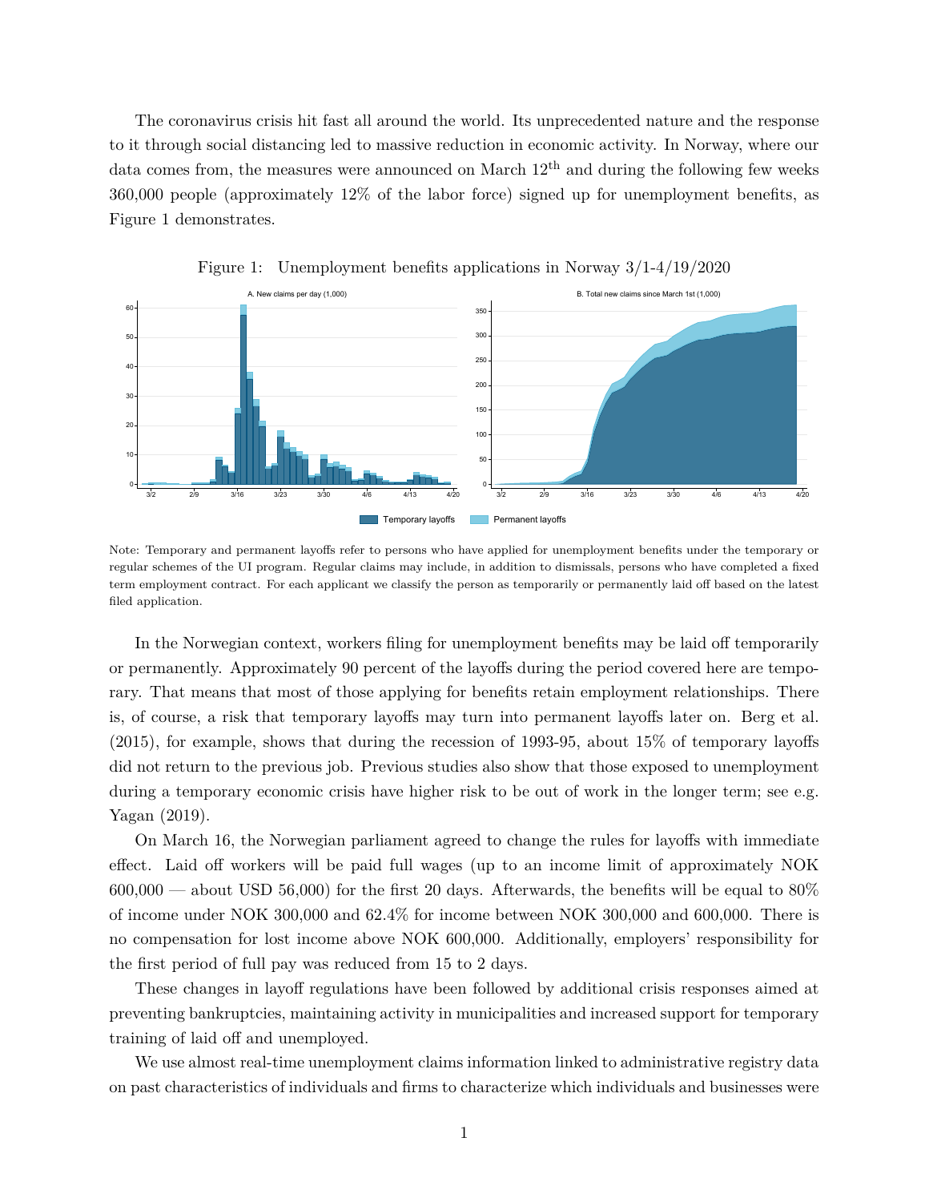The coronavirus crisis hit fast all around the world. Its unprecedented nature and the response to it through social distancing led to massive reduction in economic activity. In Norway, where our data comes from, the measures were announced on March 12th and during the following few weeks 360,000 people (approximately 12% of the labor force) signed up for unemployment benefits, as Figure 1 demonstrates.

Figure 1: Unemployment benefits applications in Norway 3/1-4/19/2020

Note: Temporary and permanent layoffs refer to persons who have applied for unemployment benefits under the temporary or regular schemes of the UI program. Regular claims may include, in addition to dismissals, persons who have completed a fixed term employment contract. For each applicant we classify the person as temporarily or permanently laid off based on the latest filed application.

In the Norwegian context, workers filing for unemployment benefits may be laid off temporarily or permanently. Approximately 90 percent of the layoffs during the period covered here are temporary. That means that most of those applying for benefits retain employment relationships. There is, of course, a risk that temporary layoffs may turn into permanent layoffs later on. Berg et al. (2015), for example, shows that during the recession of 1993-95, about 15% of temporary layoffs did not return to the previous job. Previous studies also show that those exposed to unemployment during a temporary economic crisis have higher risk to be out of work in the longer term; see e.g. Yagan (2019).

On March 16, the Norwegian parliament agreed to change the rules for layoffs with immediate effect. Laid off workers will be paid full wages (up to an income limit of approximately NOK 600,000 — about USD 56,000) for the first 20 days. Afterwards, the benefits will be equal to 80% of income under NOK 300,000 and 62.4% for income between NOK 300,000 and 600,000. There is no compensation for lost income above NOK 600,000. Additionally, employers' responsibility for the first period of full pay was reduced from 15 to 2 days.

These changes in layoff regulations have been followed by additional crisis responses aimed at preventing bankruptcies, maintaining activity in municipalities and increased support for temporary training of laid off and unemployed.

We use almost real-time unemployment claims information linked to administrative registry data on past characteristics of individuals and firms to characterize which individuals and businesses were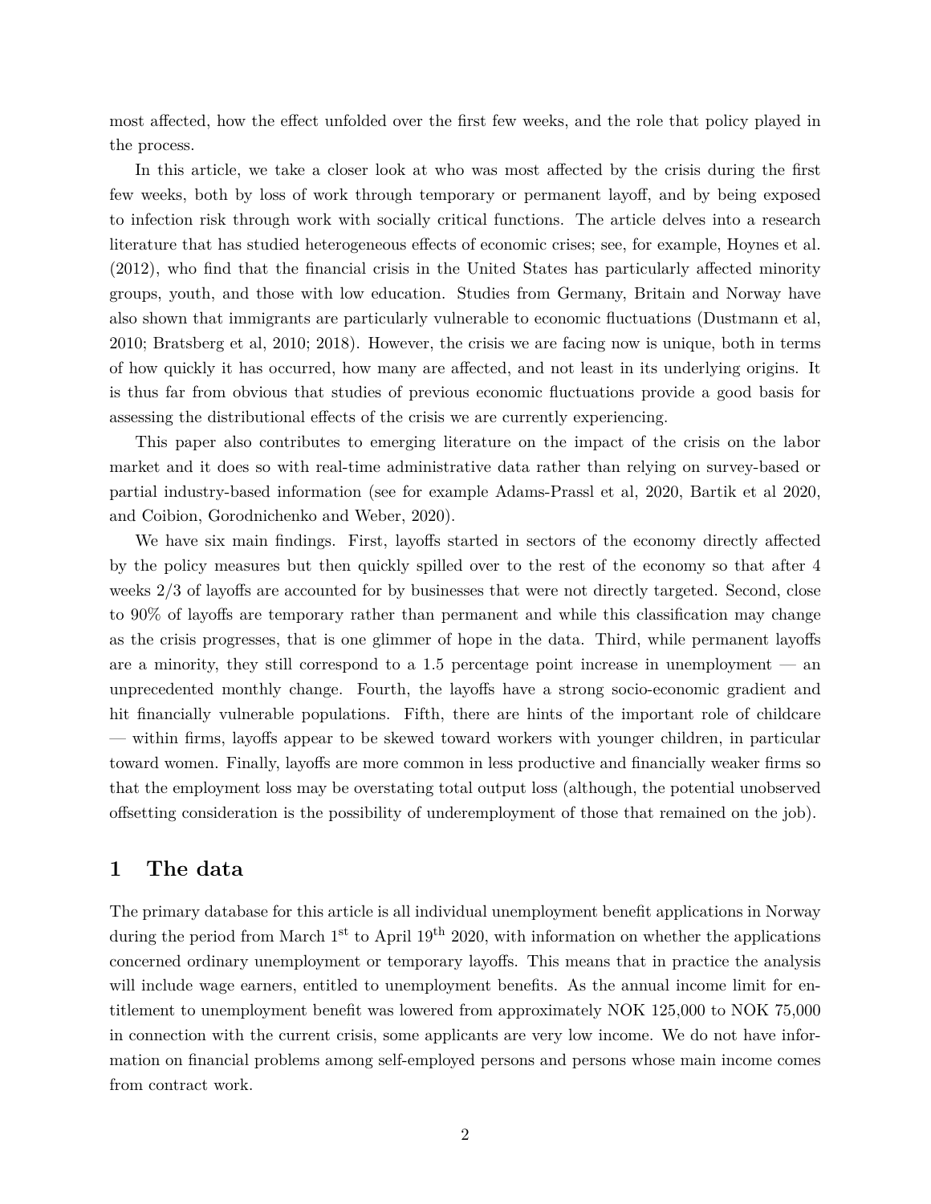most affected, how the effect unfolded over the first few weeks, and the role that policy played in the process.

In this article, we take a closer look at who was most affected by the crisis during the first few weeks, both by loss of work through temporary or permanent layoff, and by being exposed to infection risk through work with socially critical functions. The article delves into a research literature that has studied heterogeneous effects of economic crises; see, for example, Hoynes et al. (2012), who find that the financial crisis in the United States has particularly affected minority groups, youth, and those with low education. Studies from Germany, Britain and Norway have also shown that immigrants are particularly vulnerable to economic fluctuations (Dustmann et al, 2010; Bratsberg et al, 2010; 2018). However, the crisis we are facing now is unique, both in terms of how quickly it has occurred, how many are affected, and not least in its underlying origins. It is thus far from obvious that studies of previous economic fluctuations provide a good basis for assessing the distributional effects of the crisis we are currently experiencing.

This paper also contributes to emerging literature on the impact of the crisis on the labor market and it does so with real-time administrative data rather than relying on survey-based or partial industry-based information (see for example Adams-Prassl et al, 2020, Bartik et al 2020, and Coibion, Gorodnichenko and Weber, 2020).

We have six main findings. First, layoffs started in sectors of the economy directly affected by the policy measures but then quickly spilled over to the rest of the economy so that after 4 weeks 2/3 of layoffs are accounted for by businesses that were not directly targeted. Second, close to 90% of layoffs are temporary rather than permanent and while this classification may change as the crisis progresses, that is one glimmer of hope in the data. Third, while permanent layoffs are a minority, they still correspond to a 1.5 percentage point increase in unemployment — an unprecedented monthly change. Fourth, the layoffs have a strong socio-economic gradient and hit financially vulnerable populations. Fifth, there are hints of the important role of childcare — within firms, layoffs appear to be skewed toward workers with younger children, in particular toward women. Finally, layoffs are more common in less productive and financially weaker firms so that the employment loss may be overstating total output loss (although, the potential unobserved offsetting consideration is the possibility of underemployment of those that remained on the job).

## 1 The data

The primary database for this article is all individual unemployment benefit applications in Norway during the period from March 1st to April 19th 2020, with information on whether the applications concerned ordinary unemployment or temporary layoffs. This means that in practice the analysis will include wage earners, entitled to unemployment benefits. As the annual income limit for entitlement to unemployment benefit was lowered from approximately NOK 125,000 to NOK 75,000 in connection with the current crisis, some applicants are very low income. We do not have information on financial problems among self-employed persons and persons whose main income comes from contract work.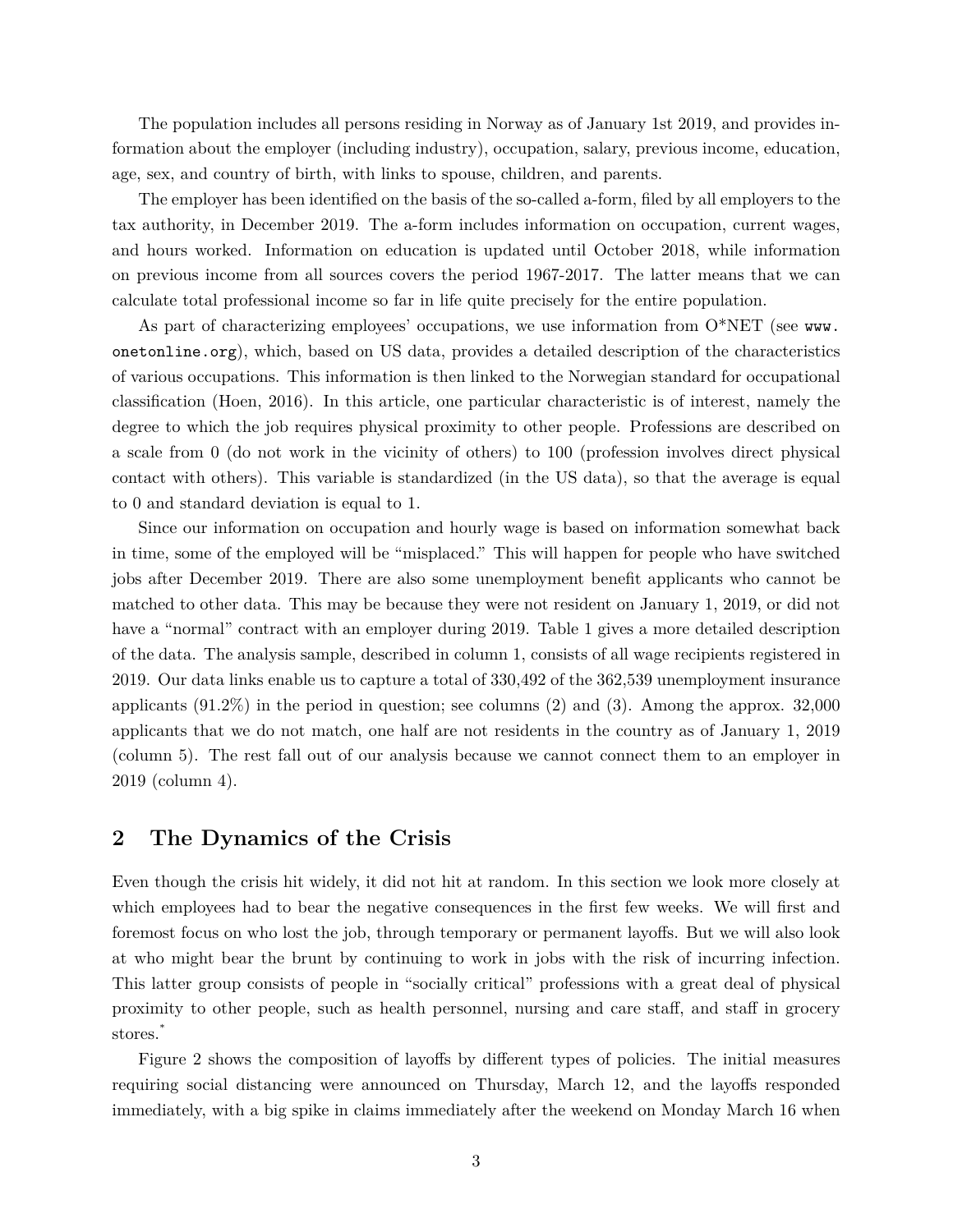The population includes all persons residing in Norway as of January 1st 2019, and provides information about the employer (including industry), occupation, salary, previous income, education, age, sex, and country of birth, with links to spouse, children, and parents.

The employer has been identified on the basis of the so-called a-form, filed by all employers to the tax authority, in December 2019. The a-form includes information on occupation, current wages, and hours worked. Information on education is updated until October 2018, while information on previous income from all sources covers the period 1967-2017. The latter means that we can calculate total professional income so far in life quite precisely for the entire population.

As part of characterizing employees' occupations, we use information from O*NET (see `www.onetonline.org`), which, based on US data, provides a detailed description of the characteristics of various occupations. This information is then linked to the Norwegian standard for occupational classification (Hoen, 2016). In this article, one particular characteristic is of interest, namely the degree to which the job requires physical proximity to other people. Professions are described on a scale from 0 (do not work in the vicinity of others) to 100 (profession involves direct physical contact with others). This variable is standardized (in the US data), so that the average is equal to 0 and standard deviation is equal to 1.

Since our information on occupation and hourly wage is based on information somewhat back in time, some of the employed will be "misplaced." This will happen for people who have switched jobs after December 2019. There are also some unemployment benefit applicants who cannot be matched to other data. This may be because they were not resident on January 1, 2019, or did not have a "normal" contract with an employer during 2019. Table 1 gives a more detailed description of the data. The analysis sample, described in column 1, consists of all wage recipients registered in 2019. Our data links enable us to capture a total of 330,492 of the 362,539 unemployment insurance applicants (91.2%) in the period in question; see columns (2) and (3). Among the approx. 32,000 applicants that we do not match, one half are not residents in the country as of January 1, 2019 (column 5). The rest fall out of our analysis because we cannot connect them to an employer in 2019 (column 4).

## 2 The Dynamics of the Crisis

Even though the crisis hit widely, it did not hit at random. In this section we look more closely at which employees had to bear the negative consequences in the first few weeks. We will first and foremost focus on who lost the job, through temporary or permanent layoffs. But we will also look at who might bear the brunt by continuing to work in jobs with the risk of incurring infection. This latter group consists of people in "socially critical" professions with a great deal of physical proximity to other people, such as health personnel, nursing and care staff, and staff in grocery stores.[*]

Figure 2 shows the composition of layoffs by different types of policies. The initial measures requiring social distancing were announced on Thursday, March 12, and the layoffs responded immediately, with a big spike in claims immediately after the weekend on Monday March 16 when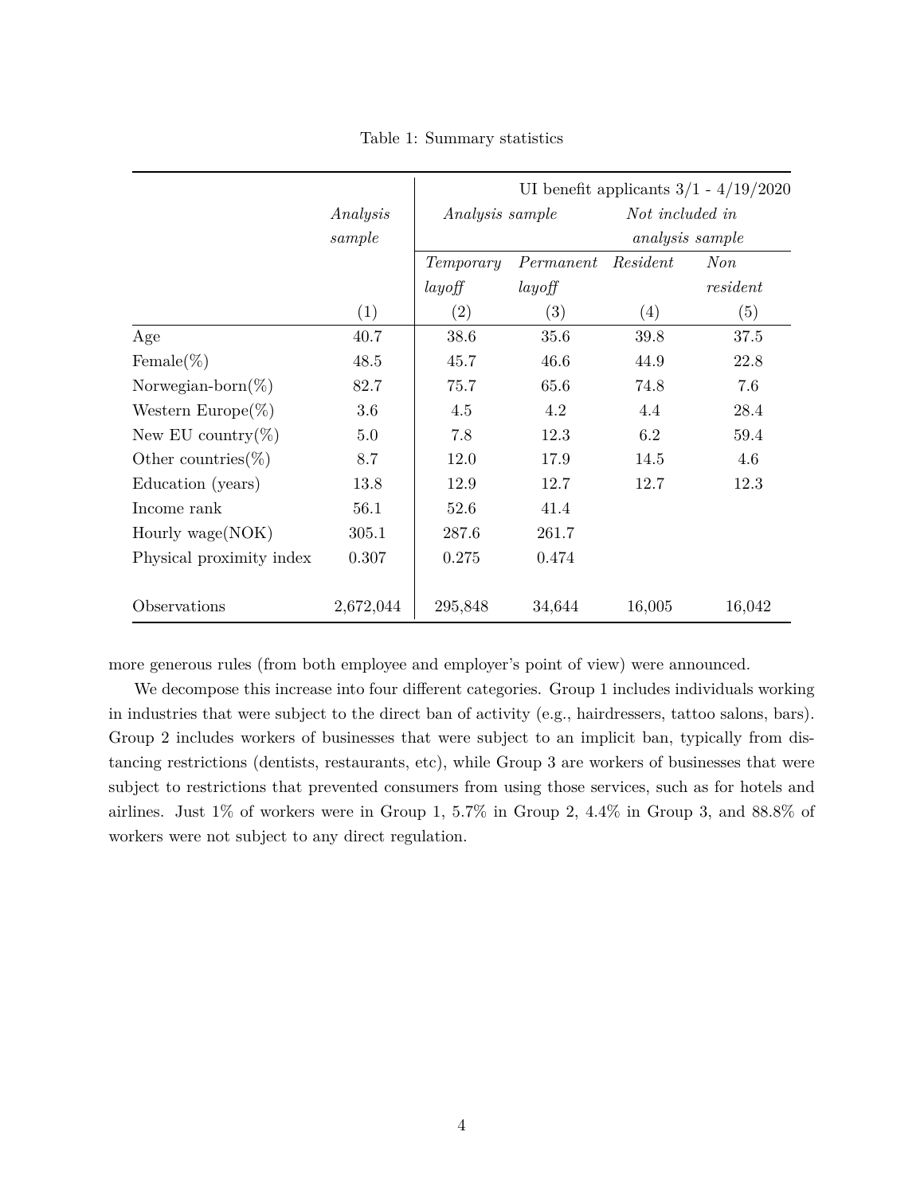Table 1: Summary statistics

| | *Analysis sample* | UI benefit applicants 3/1 - 4/19/2020 | | | |
|---|---|---|---|---|---|
| | | *Analysis sample* | | *Not included in analysis sample* | |
| | | *Temporary layoff* | *Permanent layoff* | *Resident* | *Non resident* |
| | (1) | (2) | (3) | (4) | (5) |
| Age | 40.7 | 38.6 | 35.6 | 39.8 | 37.5 |
| Female(%) | 48.5 | 45.7 | 46.6 | 44.9 | 22.8 |
| Norwegian-born(%) | 82.7 | 75.7 | 65.6 | 74.8 | 7.6 |
| Western Europe(%) | 3.6 | 4.5 | 4.2 | 4.4 | 28.4 |
| New EU country(%) | 5.0 | 7.8 | 12.3 | 6.2 | 59.4 |
| Other countries(%) | 8.7 | 12.0 | 17.9 | 14.5 | 4.6 |
| Education (years) | 13.8 | 12.9 | 12.7 | 12.7 | 12.3 |
| Income rank | 56.1 | 52.6 | 41.4 | | |
| Hourly wage(NOK) | 305.1 | 287.6 | 261.7 | | |
| Physical proximity index | 0.307 | 0.275 | 0.474 | | |
| Observations | 2,672,044 | 295,848 | 34,644 | 16,005 | 16,042 |

more generous rules (from both employee and employer's point of view) were announced.

We decompose this increase into four different categories. Group 1 includes individuals working in industries that were subject to the direct ban of activity (e.g., hairdressers, tattoo salons, bars). Group 2 includes workers of businesses that were subject to an implicit ban, typically from distancing restrictions (dentists, restaurants, etc), while Group 3 are workers of businesses that were subject to restrictions that prevented consumers from using those services, such as for hotels and airlines. Just 1% of workers were in Group 1, 5.7% in Group 2, 4.4% in Group 3, and 88.8% of workers were not subject to any direct regulation.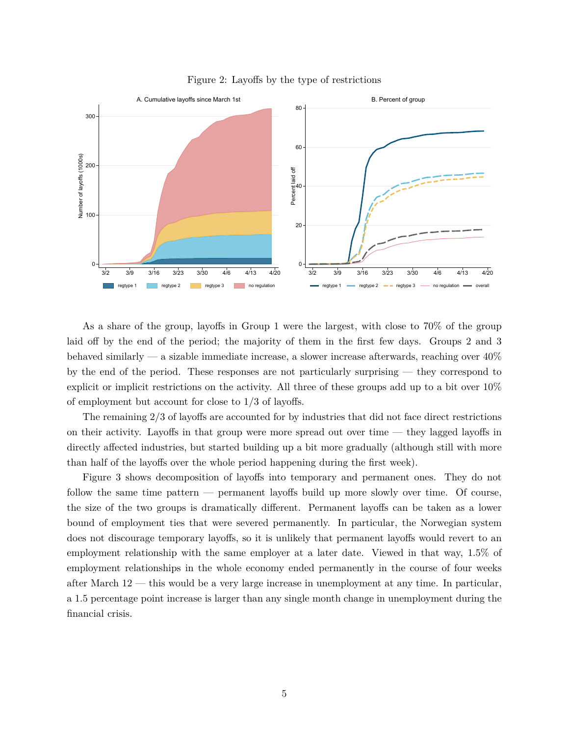Figure 2: Layoffs by the type of restrictions

As a share of the group, layoffs in Group 1 were the largest, with close to 70% of the group laid off by the end of the period; the majority of them in the first few days. Groups 2 and 3 behaved similarly — a sizable immediate increase, a slower increase afterwards, reaching over 40% by the end of the period. These responses are not particularly surprising — they correspond to explicit or implicit restrictions on the activity. All three of these groups add up to a bit over 10% of employment but account for close to 1/3 of layoffs.

The remaining 2/3 of layoffs are accounted for by industries that did not face direct restrictions on their activity. Layoffs in that group were more spread out over time — they lagged layoffs in directly affected industries, but started building up a bit more gradually (although still with more than half of the layoffs over the whole period happening during the first week).

Figure 3 shows decomposition of layoffs into temporary and permanent ones. They do not follow the same time pattern — permanent layoffs build up more slowly over time. Of course, the size of the two groups is dramatically different. Permanent layoffs can be taken as a lower bound of employment ties that were severed permanently. In particular, the Norwegian system does not discourage temporary layoffs, so it is unlikely that permanent layoffs would revert to an employment relationship with the same employer at a later date. Viewed in that way, 1.5% of employment relationships in the whole economy ended permanently in the course of four weeks after March 12 — this would be a very large increase in unemployment at any time. In particular, a 1.5 percentage point increase is larger than any single month change in unemployment during the financial crisis.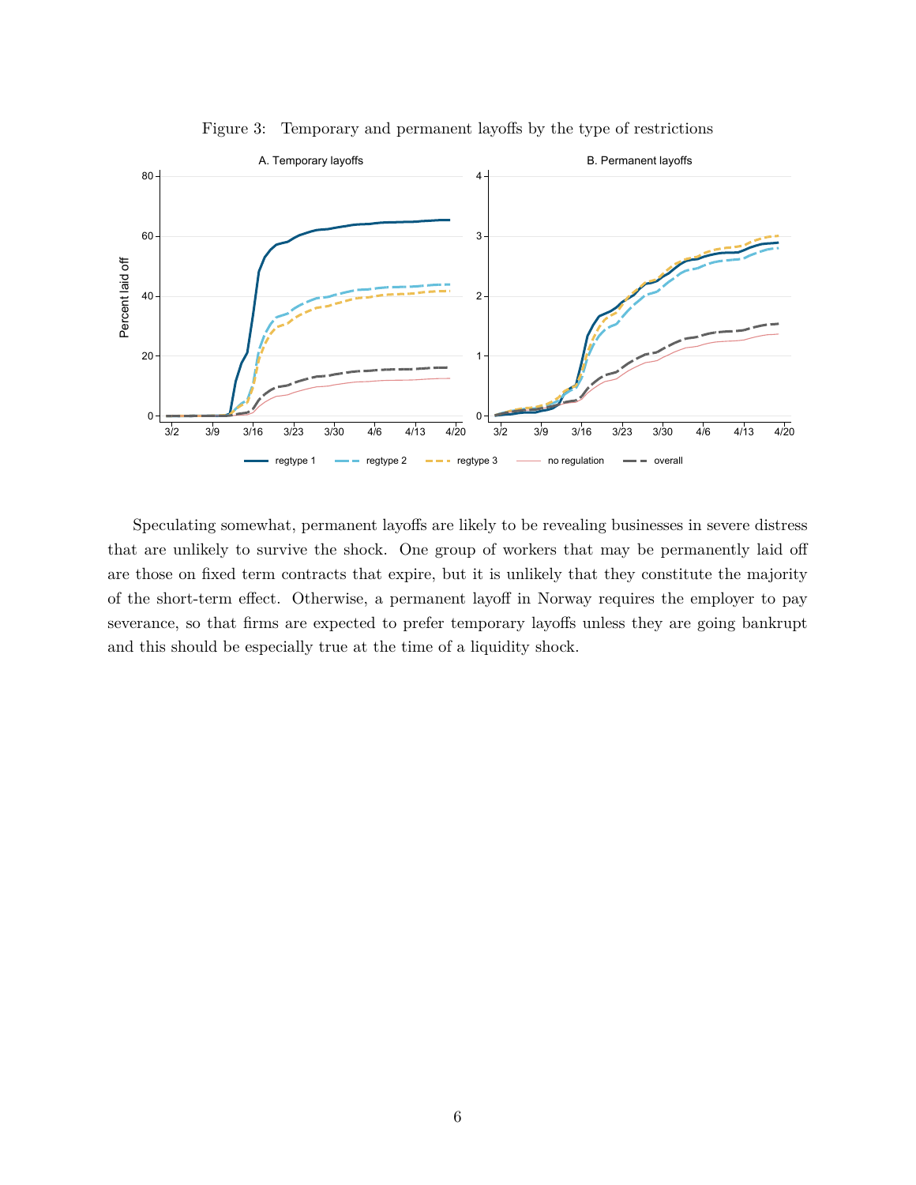Figure 3: Temporary and permanent layoffs by the type of restrictions

Speculating somewhat, permanent layoffs are likely to be revealing businesses in severe distress that are unlikely to survive the shock. One group of workers that may be permanently laid off are those on fixed term contracts that expire, but it is unlikely that they constitute the majority of the short-term effect. Otherwise, a permanent layoff in Norway requires the employer to pay severance, so that firms are expected to prefer temporary layoffs unless they are going bankrupt and this should be especially true at the time of a liquidity shock.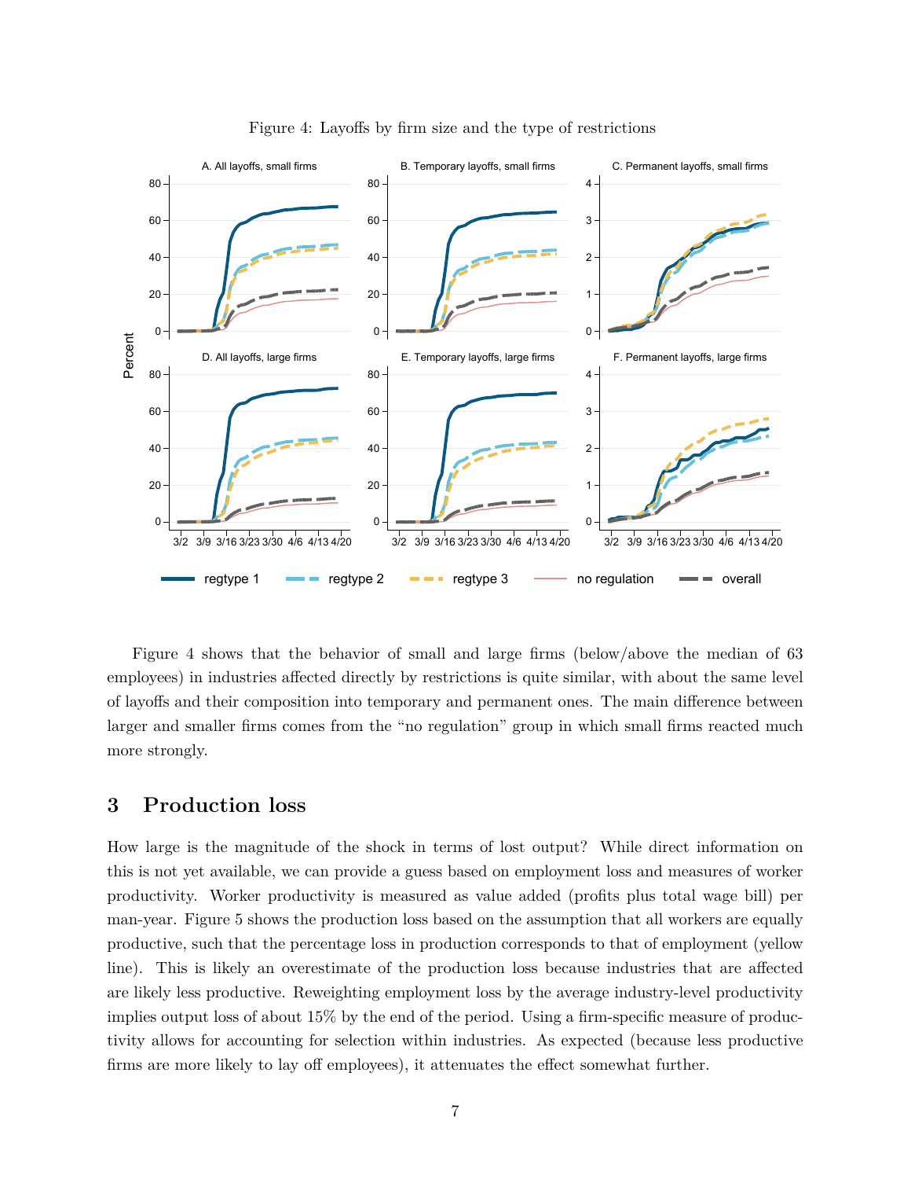Figure 4: Layoffs by firm size and the type of restrictions

Figure 4 shows that the behavior of small and large firms (below/above the median of 63 employees) in industries affected directly by restrictions is quite similar, with about the same level of layoffs and their composition into temporary and permanent ones. The main difference between larger and smaller firms comes from the "no regulation" group in which small firms reacted much more strongly.

## 3 Production loss

How large is the magnitude of the shock in terms of lost output? While direct information on this is not yet available, we can provide a guess based on employment loss and measures of worker productivity. Worker productivity is measured as value added (profits plus total wage bill) per man-year. Figure 5 shows the production loss based on the assumption that all workers are equally productive, such that the percentage loss in production corresponds to that of employment (yellow line). This is likely an overestimate of the production loss because industries that are affected are likely less productive. Reweighting employment loss by the average industry-level productivity implies output loss of about 15% by the end of the period. Using a firm-specific measure of productivity allows for accounting for selection within industries. As expected (because less productive firms are more likely to lay off employees), it attenuates the effect somewhat further.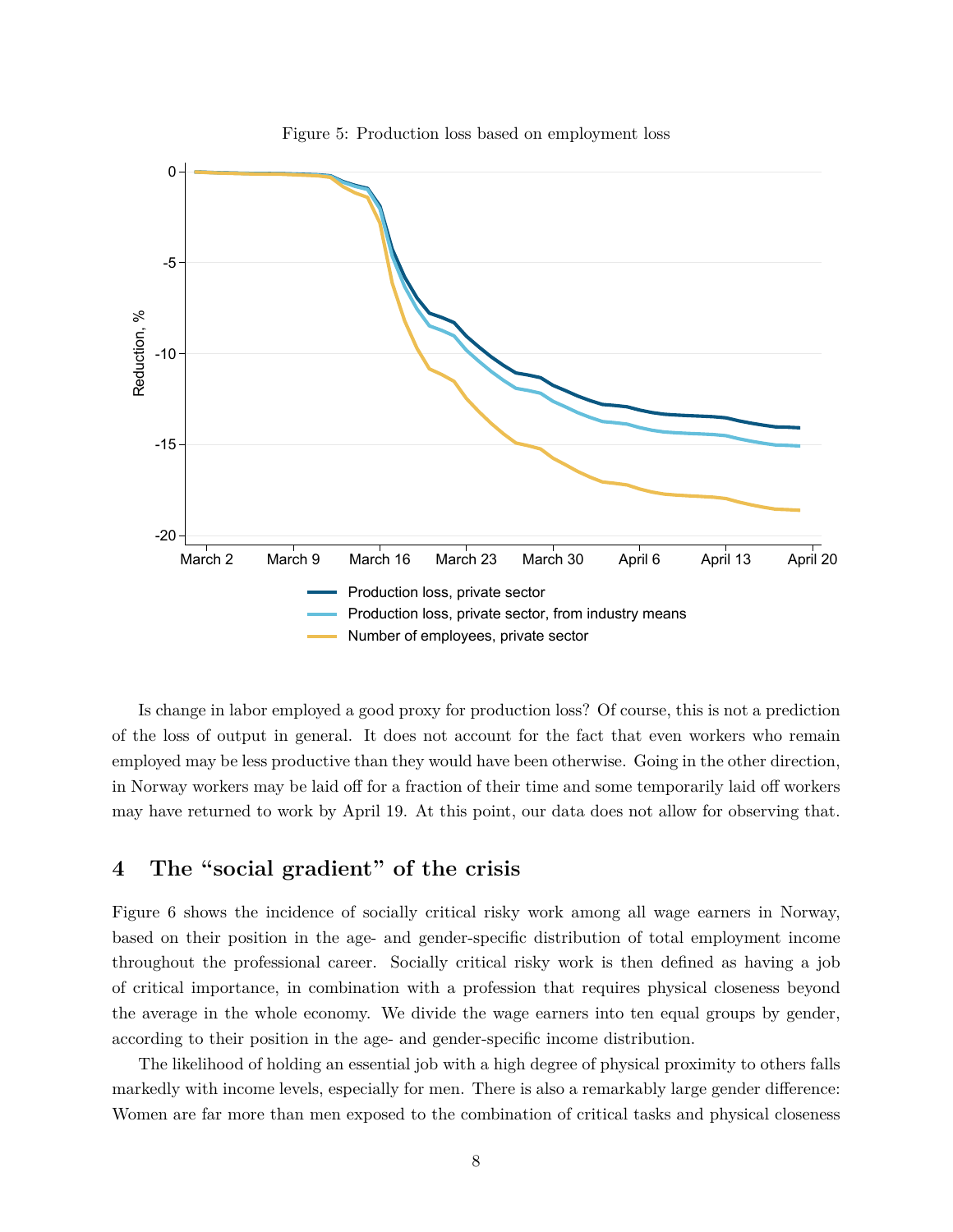Figure 5: Production loss based on employment loss

Is change in labor employed a good proxy for production loss? Of course, this is not a prediction of the loss of output in general. It does not account for the fact that even workers who remain employed may be less productive than they would have been otherwise. Going in the other direction, in Norway workers may be laid off for a fraction of their time and some temporarily laid off workers may have returned to work by April 19. At this point, our data does not allow for observing that.

## 4 The "social gradient" of the crisis

Figure 6 shows the incidence of socially critical risky work among all wage earners in Norway, based on their position in the age- and gender-specific distribution of total employment income throughout the professional career. Socially critical risky work is then defined as having a job of critical importance, in combination with a profession that requires physical closeness beyond the average in the whole economy. We divide the wage earners into ten equal groups by gender, according to their position in the age- and gender-specific income distribution.

The likelihood of holding an essential job with a high degree of physical proximity to others falls markedly with income levels, especially for men. There is also a remarkably large gender difference: Women are far more than men exposed to the combination of critical tasks and physical closeness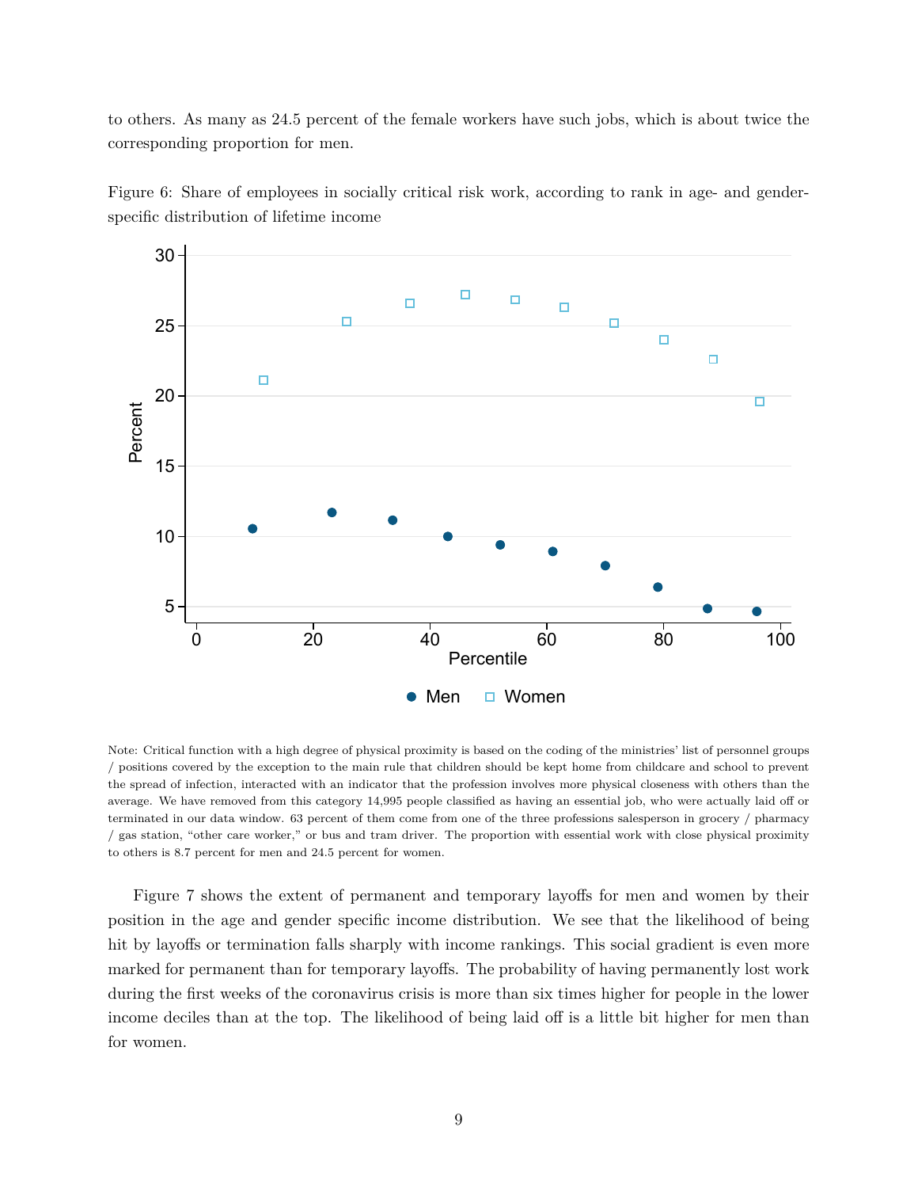to others. As many as 24.5 percent of the female workers have such jobs, which is about twice the corresponding proportion for men.

Figure 6: Share of employees in socially critical risk work, according to rank in age- and gender-specific distribution of lifetime income

Note: Critical function with a high degree of physical proximity is based on the coding of the ministries' list of personnel groups / positions covered by the exception to the main rule that children should be kept home from childcare and school to prevent the spread of infection, interacted with an indicator that the profession involves more physical closeness with others than the average. We have removed from this category 14,995 people classified as having an essential job, who were actually laid off or terminated in our data window. 63 percent of them come from one of the three professions salesperson in grocery / pharmacy / gas station, "other care worker," or bus and tram driver. The proportion with essential work with close physical proximity to others is 8.7 percent for men and 24.5 percent for women.

Figure 7 shows the extent of permanent and temporary layoffs for men and women by their position in the age and gender specific income distribution. We see that the likelihood of being hit by layoffs or termination falls sharply with income rankings. This social gradient is even more marked for permanent than for temporary layoffs. The probability of having permanently lost work during the first weeks of the coronavirus crisis is more than six times higher for people in the lower income deciles than at the top. The likelihood of being laid off is a little bit higher for men than for women.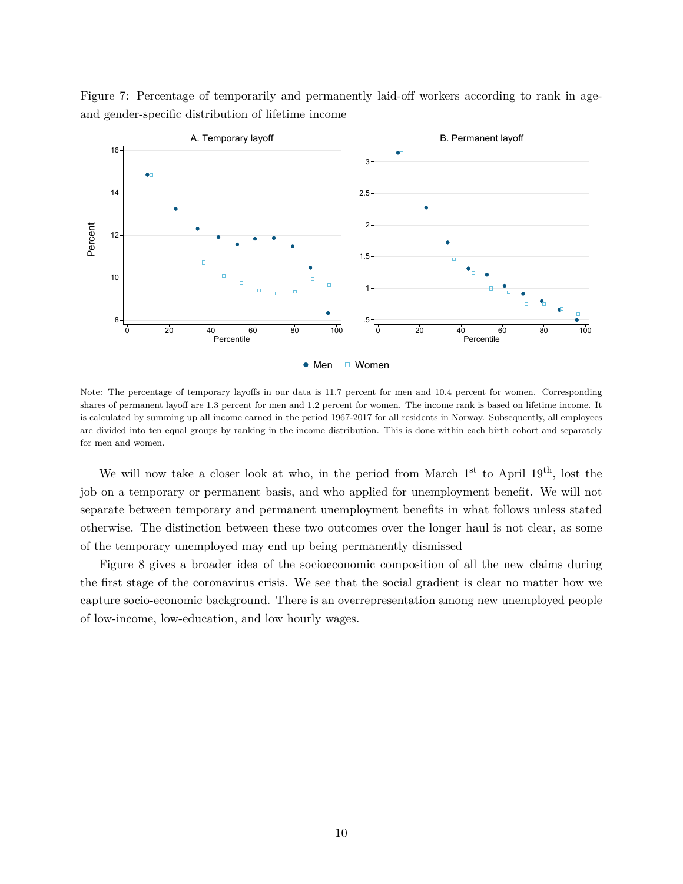Figure 7: Percentage of temporarily and permanently laid-off workers according to rank in age- and gender-specific distribution of lifetime income

Note: The percentage of temporary layoffs in our data is 11.7 percent for men and 10.4 percent for women. Corresponding shares of permanent layoff are 1.3 percent for men and 1.2 percent for women. The income rank is based on lifetime income. It is calculated by summing up all income earned in the period 1967-2017 for all residents in Norway. Subsequently, all employees are divided into ten equal groups by ranking in the income distribution. This is done within each birth cohort and separately for men and women.

We will now take a closer look at who, in the period from March 1[st] to April 19[th], lost the job on a temporary or permanent basis, and who applied for unemployment benefit. We will not separate between temporary and permanent unemployment benefits in what follows unless stated otherwise. The distinction between these two outcomes over the longer haul is not clear, as some of the temporary unemployed may end up being permanently dismissed

Figure 8 gives a broader idea of the socioeconomic composition of all the new claims during the first stage of the coronavirus crisis. We see that the social gradient is clear no matter how we capture socio-economic background. There is an overrepresentation among new unemployed people of low-income, low-education, and low hourly wages.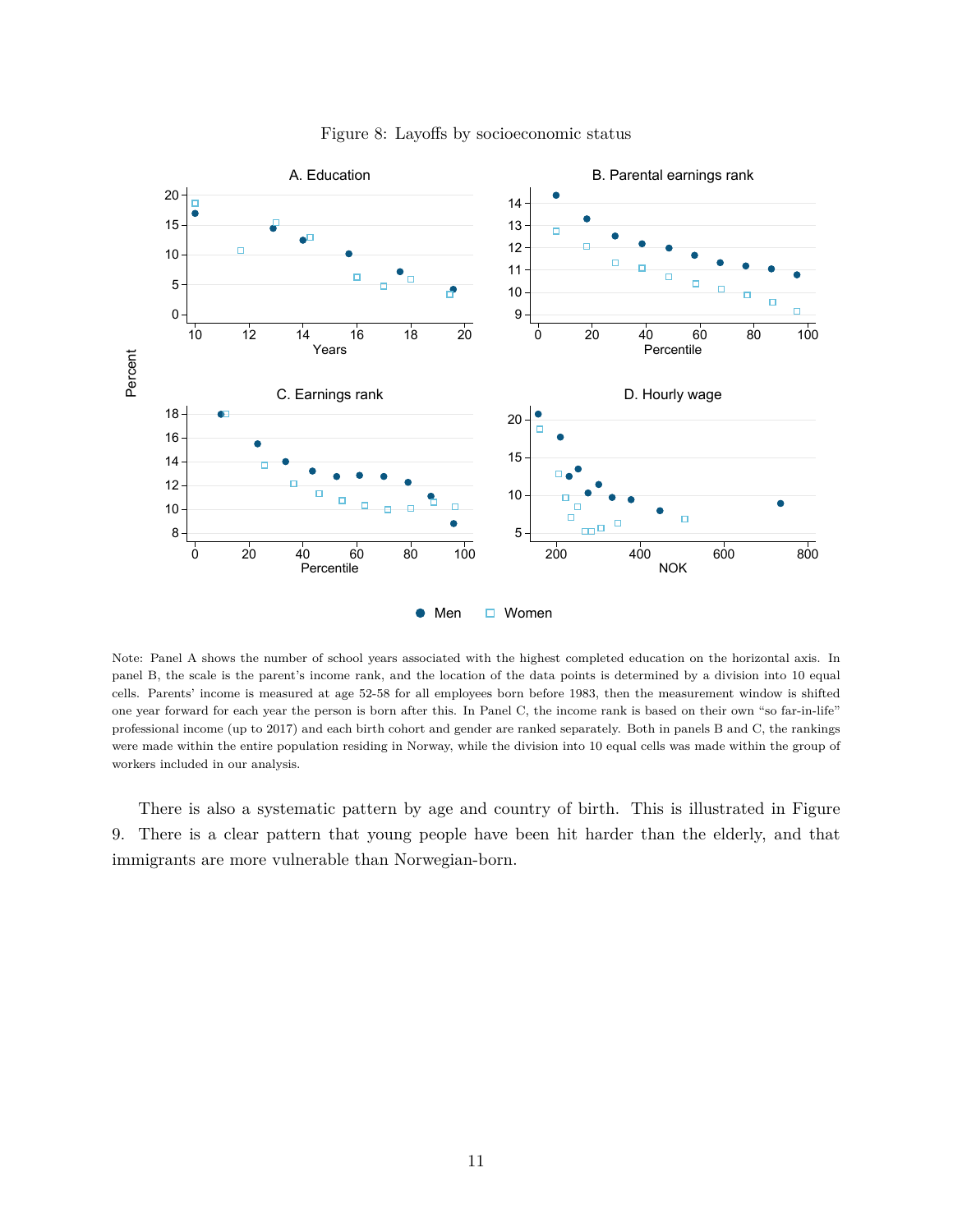Figure 8: Layoffs by socioeconomic status

Note: Panel A shows the number of school years associated with the highest completed education on the horizontal axis. In panel B, the scale is the parent's income rank, and the location of the data points is determined by a division into 10 equal cells. Parents' income is measured at age 52-58 for all employees born before 1983, then the measurement window is shifted one year forward for each year the person is born after this. In Panel C, the income rank is based on their own "so far-in-life" professional income (up to 2017) and each birth cohort and gender are ranked separately. Both in panels B and C, the rankings were made within the entire population residing in Norway, while the division into 10 equal cells was made within the group of workers included in our analysis.

There is also a systematic pattern by age and country of birth. This is illustrated in Figure 9. There is a clear pattern that young people have been hit harder than the elderly, and that immigrants are more vulnerable than Norwegian-born.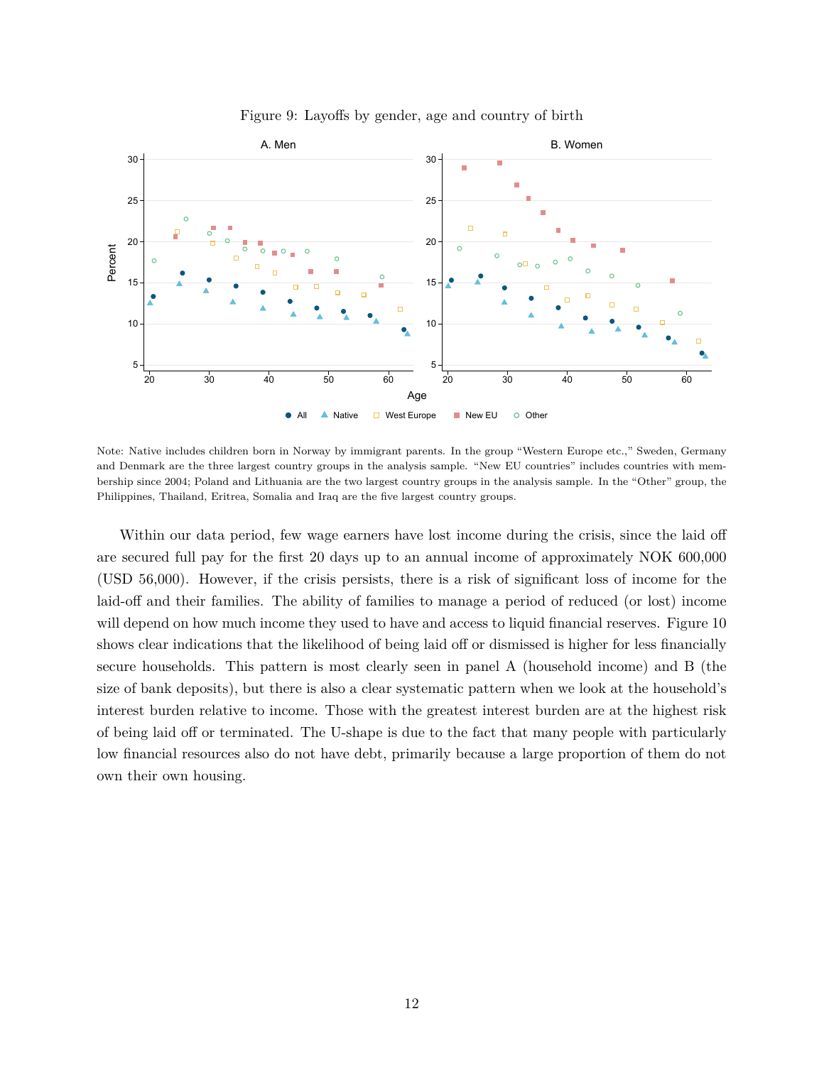Figure 9: Layoffs by gender, age and country of birth

Note: Native includes children born in Norway by immigrant parents. In the group "Western Europe etc.," Sweden, Germany and Denmark are the three largest country groups in the analysis sample. "New EU countries" includes countries with membership since 2004; Poland and Lithuania are the two largest country groups in the analysis sample. In the "Other" group, the Philippines, Thailand, Eritrea, Somalia and Iraq are the five largest country groups.

Within our data period, few wage earners have lost income during the crisis, since the laid off are secured full pay for the first 20 days up to an annual income of approximately NOK 600,000 (USD 56,000). However, if the crisis persists, there is a risk of significant loss of income for the laid-off and their families. The ability of families to manage a period of reduced (or lost) income will depend on how much income they used to have and access to liquid financial reserves. Figure 10 shows clear indications that the likelihood of being laid off or dismissed is higher for less financially secure households. This pattern is most clearly seen in panel A (household income) and B (the size of bank deposits), but there is also a clear systematic pattern when we look at the household's interest burden relative to income. Those with the greatest interest burden are at the highest risk of being laid off or terminated. The U-shape is due to the fact that many people with particularly low financial resources also do not have debt, primarily because a large proportion of them do not own their own housing.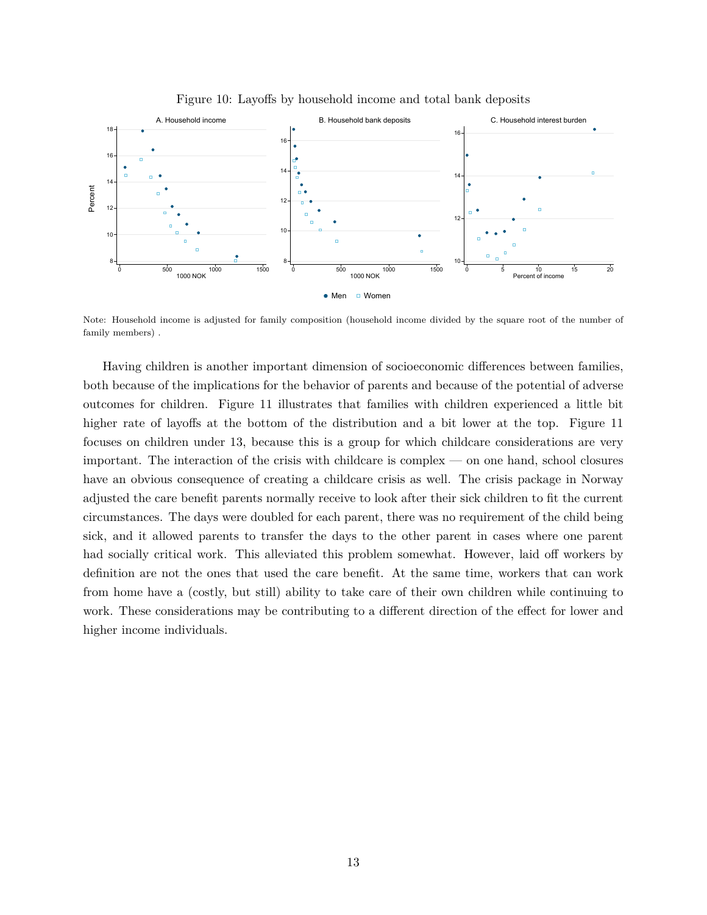Figure 10: Layoffs by household income and total bank deposits

Note: Household income is adjusted for family composition (household income divided by the square root of the number of family members) .

Having children is another important dimension of socioeconomic differences between families, both because of the implications for the behavior of parents and because of the potential of adverse outcomes for children. Figure 11 illustrates that families with children experienced a little bit higher rate of layoffs at the bottom of the distribution and a bit lower at the top. Figure 11 focuses on children under 13, because this is a group for which childcare considerations are very important. The interaction of the crisis with childcare is complex — on one hand, school closures have an obvious consequence of creating a childcare crisis as well. The crisis package in Norway adjusted the care benefit parents normally receive to look after their sick children to fit the current circumstances. The days were doubled for each parent, there was no requirement of the child being sick, and it allowed parents to transfer the days to the other parent in cases where one parent had socially critical work. This alleviated this problem somewhat. However, laid off workers by definition are not the ones that used the care benefit. At the same time, workers that can work from home have a (costly, but still) ability to take care of their own children while continuing to work. These considerations may be contributing to a different direction of the effect for lower and higher income individuals.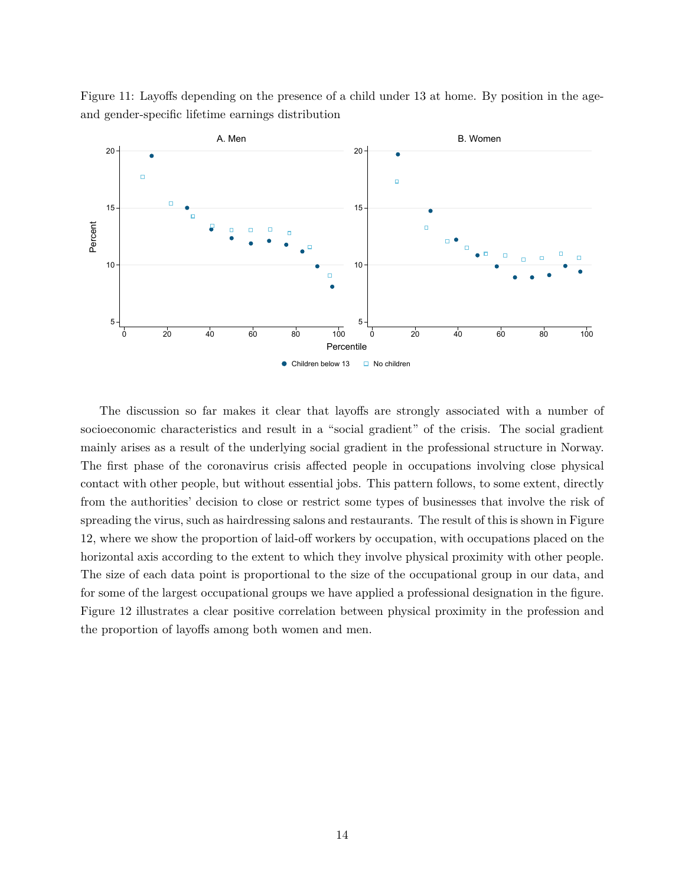Figure 11: Layoffs depending on the presence of a child under 13 at home. By position in the age- and gender-specific lifetime earnings distribution

The discussion so far makes it clear that layoffs are strongly associated with a number of socioeconomic characteristics and result in a "social gradient" of the crisis. The social gradient mainly arises as a result of the underlying social gradient in the professional structure in Norway. The first phase of the coronavirus crisis affected people in occupations involving close physical contact with other people, but without essential jobs. This pattern follows, to some extent, directly from the authorities' decision to close or restrict some types of businesses that involve the risk of spreading the virus, such as hairdressing salons and restaurants. The result of this is shown in Figure 12, where we show the proportion of laid-off workers by occupation, with occupations placed on the horizontal axis according to the extent to which they involve physical proximity with other people. The size of each data point is proportional to the size of the occupational group in our data, and for some of the largest occupational groups we have applied a professional designation in the figure. Figure 12 illustrates a clear positive correlation between physical proximity in the profession and the proportion of layoffs among both women and men.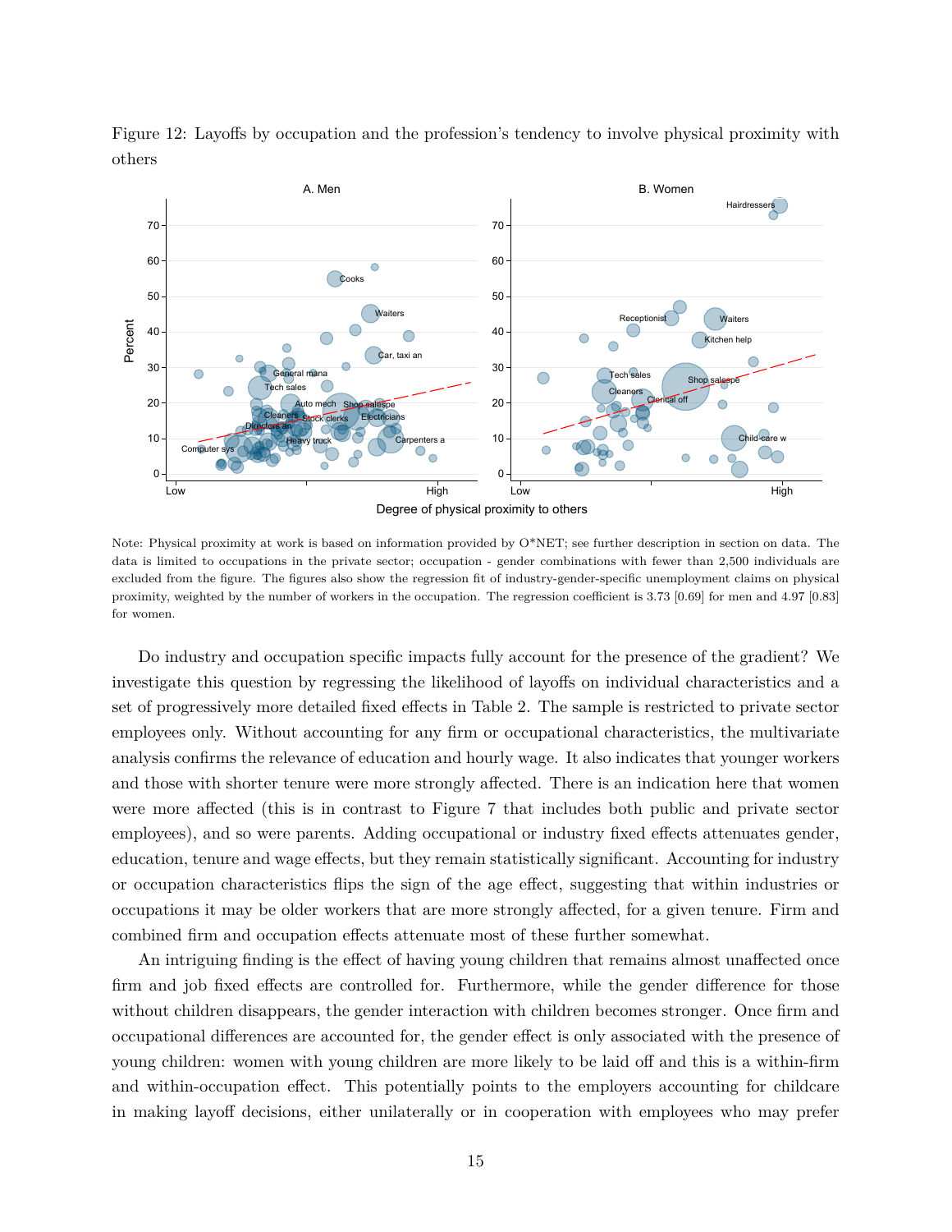Figure 12: Layoffs by occupation and the profession's tendency to involve physical proximity with others

Note: Physical proximity at work is based on information provided by O*NET; see further description in section on data. The data is limited to occupations in the private sector; occupation - gender combinations with fewer than 2,500 individuals are excluded from the figure. The figures also show the regression fit of industry-gender-specific unemployment claims on physical proximity, weighted by the number of workers in the occupation. The regression coefficient is 3.73 [0.69] for men and 4.97 [0.83] for women.

Do industry and occupation specific impacts fully account for the presence of the gradient? We investigate this question by regressing the likelihood of layoffs on individual characteristics and a set of progressively more detailed fixed effects in Table 2. The sample is restricted to private sector employees only. Without accounting for any firm or occupational characteristics, the multivariate analysis confirms the relevance of education and hourly wage. It also indicates that younger workers and those with shorter tenure were more strongly affected. There is an indication here that women were more affected (this is in contrast to Figure 7 that includes both public and private sector employees), and so were parents. Adding occupational or industry fixed effects attenuates gender, education, tenure and wage effects, but they remain statistically significant. Accounting for industry or occupation characteristics flips the sign of the age effect, suggesting that within industries or occupations it may be older workers that are more strongly affected, for a given tenure. Firm and combined firm and occupation effects attenuate most of these further somewhat.

An intriguing finding is the effect of having young children that remains almost unaffected once firm and job fixed effects are controlled for. Furthermore, while the gender difference for those without children disappears, the gender interaction with children becomes stronger. Once firm and occupational differences are accounted for, the gender effect is only associated with the presence of young children: women with young children are more likely to be laid off and this is a within-firm and within-occupation effect. This potentially points to the employers accounting for childcare in making layoff decisions, either unilaterally or in cooperation with employees who may prefer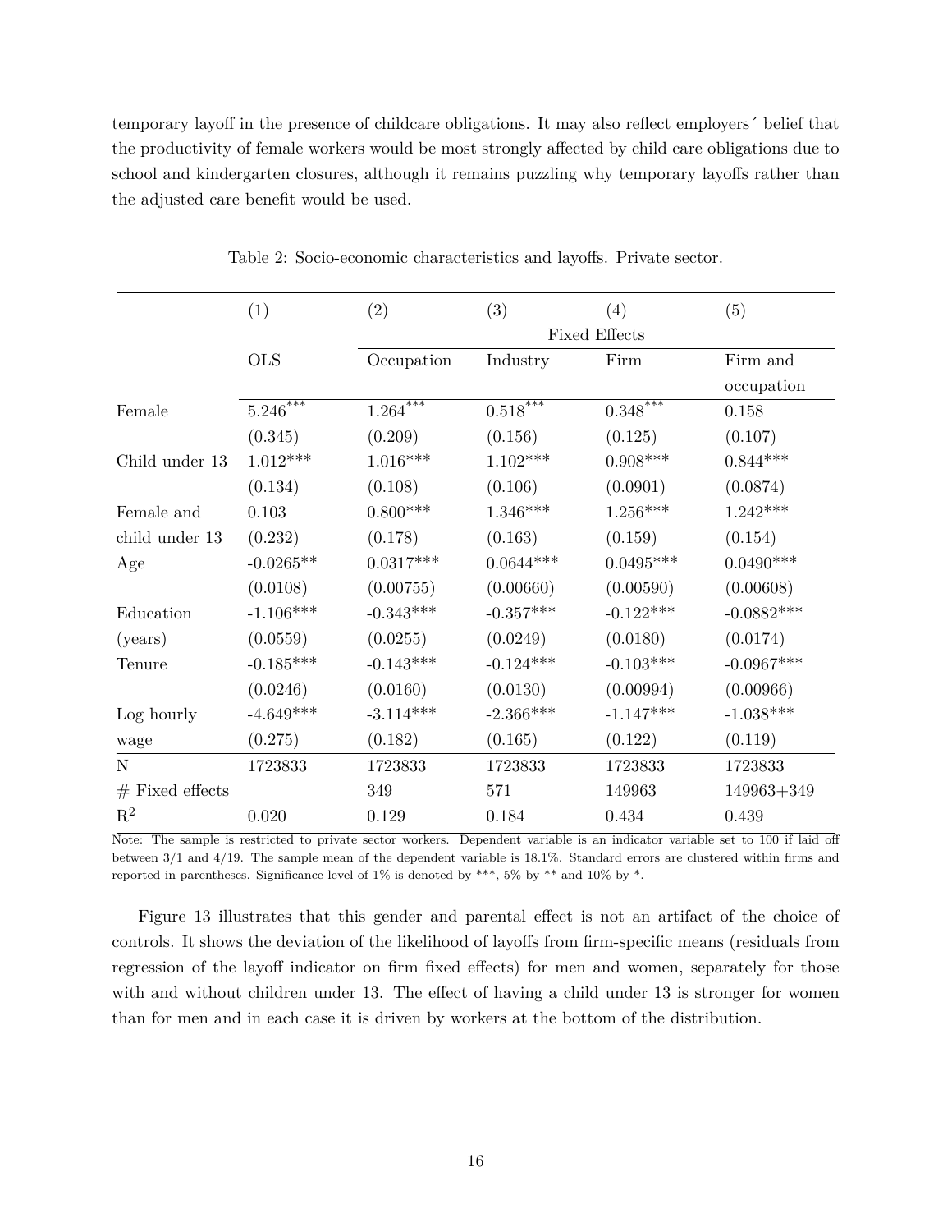temporary layoff in the presence of childcare obligations. It may also reflect employers´ belief that the productivity of female workers would be most strongly affected by child care obligations due to school and kindergarten closures, although it remains puzzling why temporary layoffs rather than the adjusted care benefit would be used.

Table 2: Socio-economic characteristics and layoffs. Private sector.

| | (1) | (2) | (3) | (4) | (5) |
|---|---|---|---|---|---|
| | | Fixed Effects | | | |
| | OLS | Occupation | Industry | Firm | Firm and occupation |
| Female | 5.246*** | 1.264*** | 0.518*** | 0.348*** | 0.158 |
| | (0.345) | (0.209) | (0.156) | (0.125) | (0.107) |
| Child under 13 | 1.012*** | 1.016*** | 1.102*** | 0.908*** | 0.844*** |
| | (0.134) | (0.108) | (0.106) | (0.0901) | (0.0874) |
| Female and child under 13 | 0.103 | 0.800*** | 1.346*** | 1.256*** | 1.242*** |
| | (0.232) | (0.178) | (0.163) | (0.159) | (0.154) |
| Age | -0.0265** | 0.0317*** | 0.0644*** | 0.0495*** | 0.0490*** |
| | (0.0108) | (0.00755) | (0.00660) | (0.00590) | (0.00608) |
| Education (years) | -1.106*** | -0.343*** | -0.357*** | -0.122*** | -0.0882*** |
| | (0.0559) | (0.0255) | (0.0249) | (0.0180) | (0.0174) |
| Tenure | -0.185*** | -0.143*** | -0.124*** | -0.103*** | -0.0967*** |
| | (0.0246) | (0.0160) | (0.0130) | (0.00994) | (0.00966) |
| Log hourly wage | -4.649*** | -3.114*** | -2.366*** | -1.147*** | -1.038*** |
| | (0.275) | (0.182) | (0.165) | (0.122) | (0.119) |
| N | 1723833 | 1723833 | 1723833 | 1723833 | 1723833 |
| # Fixed effects | | 349 | 571 | 149963 | 149963+349 |
| $R^2$ | 0.020 | 0.129 | 0.184 | 0.434 | 0.439 |

Note: The sample is restricted to private sector workers. Dependent variable is an indicator variable set to 100 if laid off between 3/1 and 4/19. The sample mean of the dependent variable is 18.1%. Standard errors are clustered within firms and reported in parentheses. Significance level of 1% is denoted by ***, 5% by ** and 10% by *.

Figure 13 illustrates that this gender and parental effect is not an artifact of the choice of controls. It shows the deviation of the likelihood of layoffs from firm-specific means (residuals from regression of the layoff indicator on firm fixed effects) for men and women, separately for those with and without children under 13. The effect of having a child under 13 is stronger for women than for men and in each case it is driven by workers at the bottom of the distribution.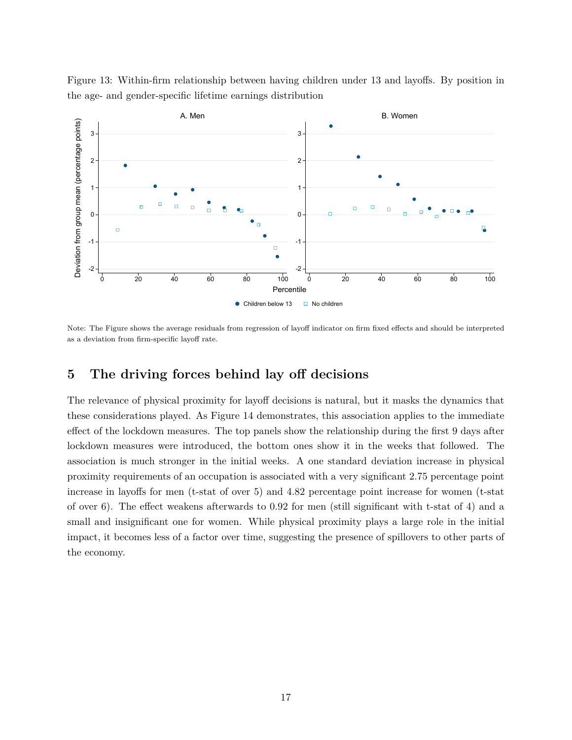Figure 13: Within-firm relationship between having children under 13 and layoffs. By position in the age- and gender-specific lifetime earnings distribution

Note: The Figure shows the average residuals from regression of layoff indicator on firm fixed effects and should be interpreted as a deviation from firm-specific layoff rate.

## 5 The driving forces behind lay off decisions

The relevance of physical proximity for layoff decisions is natural, but it masks the dynamics that these considerations played. As Figure 14 demonstrates, this association applies to the immediate effect of the lockdown measures. The top panels show the relationship during the first 9 days after lockdown measures were introduced, the bottom ones show it in the weeks that followed. The association is much stronger in the initial weeks. A one standard deviation increase in physical proximity requirements of an occupation is associated with a very significant 2.75 percentage point increase in layoffs for men (t-stat of over 5) and 4.82 percentage point increase for women (t-stat of over 6). The effect weakens afterwards to 0.92 for men (still significant with t-stat of 4) and a small and insignificant one for women. While physical proximity plays a large role in the initial impact, it becomes less of a factor over time, suggesting the presence of spillovers to other parts of the economy.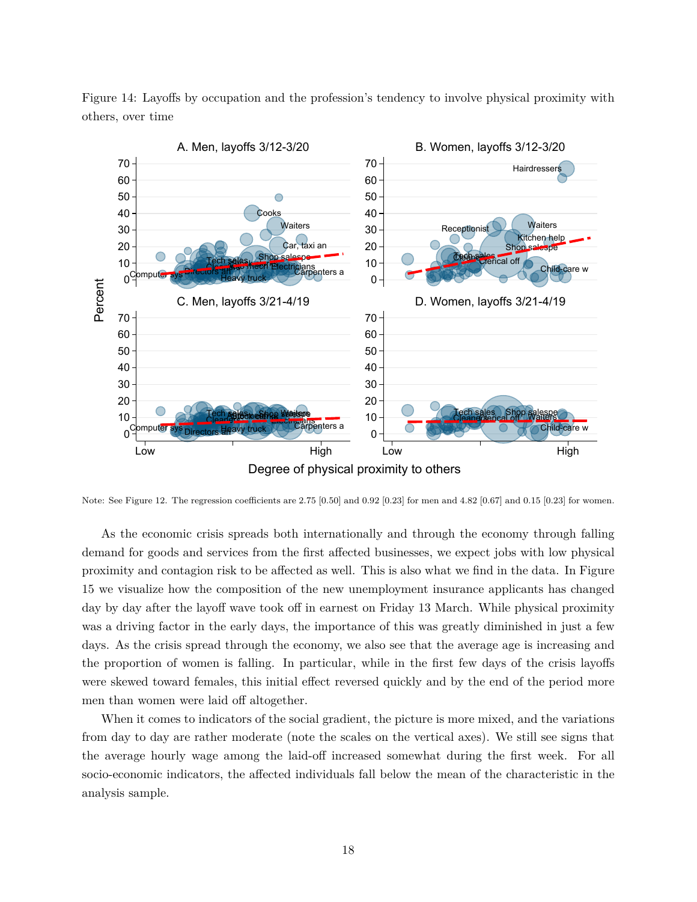Figure 14: Layoffs by occupation and the profession's tendency to involve physical proximity with others, over time

Note: See Figure 12. The regression coefficients are 2.75 [0.50] and 0.92 [0.23] for men and 4.82 [0.67] and 0.15 [0.23] for women.

As the economic crisis spreads both internationally and through the economy through falling demand for goods and services from the first affected businesses, we expect jobs with low physical proximity and contagion risk to be affected as well. This is also what we find in the data. In Figure 15 we visualize how the composition of the new unemployment insurance applicants has changed day by day after the layoff wave took off in earnest on Friday 13 March. While physical proximity was a driving factor in the early days, the importance of this was greatly diminished in just a few days. As the crisis spread through the economy, we also see that the average age is increasing and the proportion of women is falling. In particular, while in the first few days of the crisis layoffs were skewed toward females, this initial effect reversed quickly and by the end of the period more men than women were laid off altogether.

When it comes to indicators of the social gradient, the picture is more mixed, and the variations from day to day are rather moderate (note the scales on the vertical axes). We still see signs that the average hourly wage among the laid-off increased somewhat during the first week. For all socio-economic indicators, the affected individuals fall below the mean of the characteristic in the analysis sample.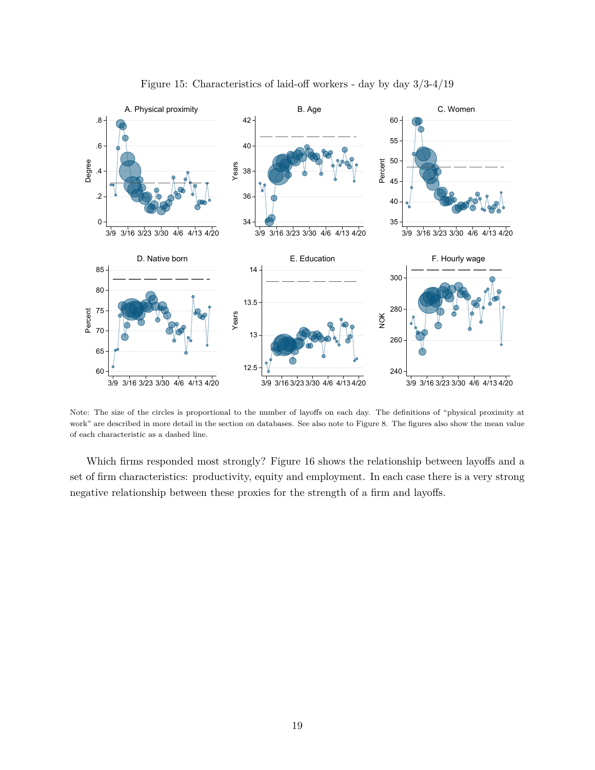Figure 15: Characteristics of laid-off workers - day by day 3/3-4/19

Note: The size of the circles is proportional to the number of layoffs on each day. The definitions of "physical proximity at work" are described in more detail in the section on databases. See also note to Figure 8. The figures also show the mean value of each characteristic as a dashed line.

Which firms responded most strongly? Figure 16 shows the relationship between layoffs and a set of firm characteristics: productivity, equity and employment. In each case there is a very strong negative relationship between these proxies for the strength of a firm and layoffs.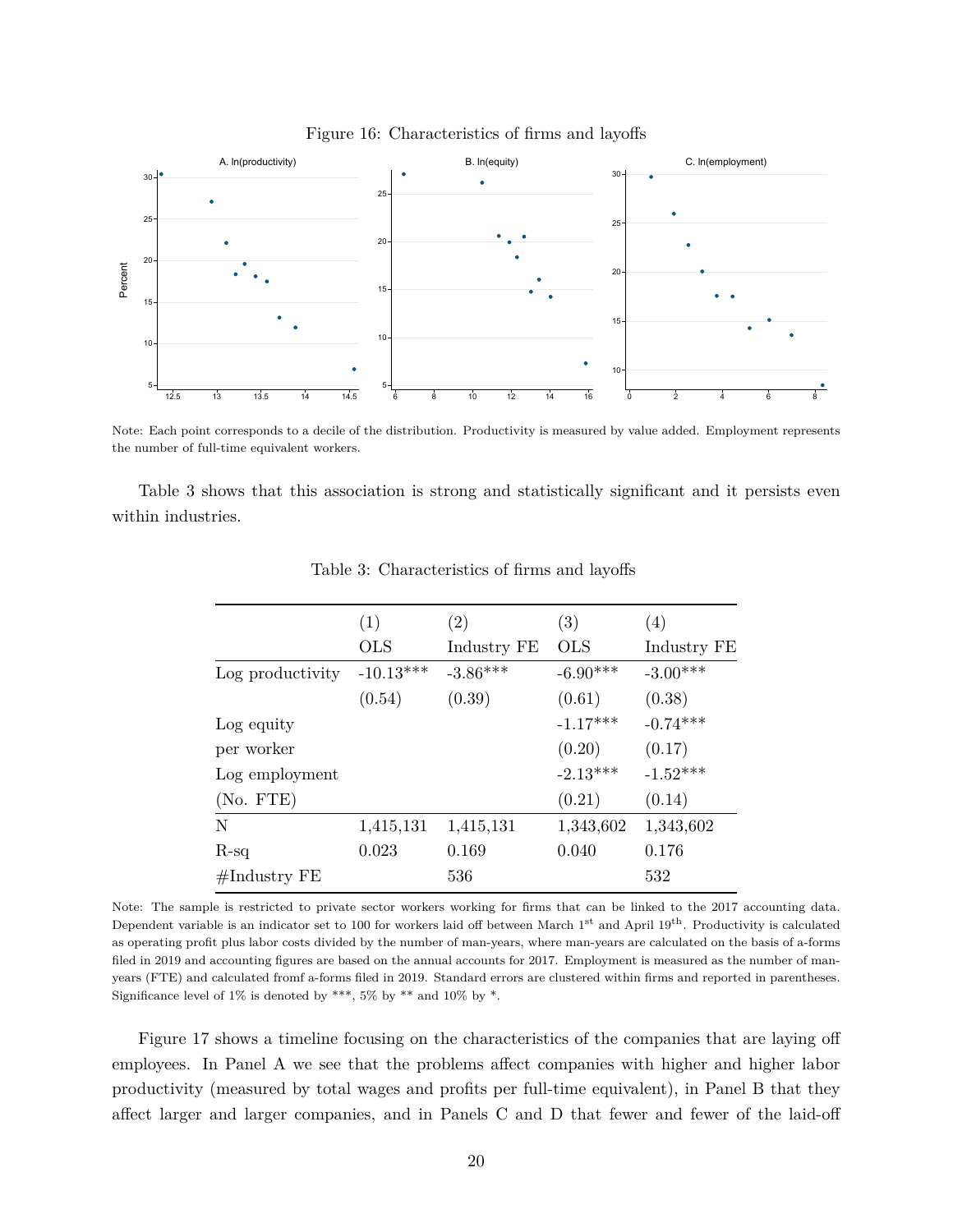Figure 16: Characteristics of firms and layoffs

Note: Each point corresponds to a decile of the distribution. Productivity is measured by value added. Employment represents the number of full-time equivalent workers.

Table 3 shows that this association is strong and statistically significant and it persists even within industries.

Table 3: Characteristics of firms and layoffs

| | (1) OLS | (2) Industry FE | (3) OLS | (4) Industry FE |
|---|---|---|---|---|
| Log productivity | -10.13*** | -3.86*** | -6.90*** | -3.00*** |
| | (0.54) | (0.39) | (0.61) | (0.38) |
| Log equity per worker | | | -1.17*** | -0.74*** |
| | | | (0.20) | (0.17) |
| Log employment (No. FTE) | | | -2.13*** | -1.52*** |
| | | | (0.21) | (0.14) |
| N | 1,415,131 | 1,415,131 | 1,343,602 | 1,343,602 |
| R-sq | 0.023 | 0.169 | 0.040 | 0.176 |
| #Industry FE | | 536 | | 532 |

Note: The sample is restricted to private sector workers working for firms that can be linked to the 2017 accounting data. Dependent variable is an indicator set to 100 for workers laid off between March 1st and April 19th. Productivity is calculated as operating profit plus labor costs divided by the number of man-years, where man-years are calculated on the basis of a-forms filed in 2019 and accounting figures are based on the annual accounts for 2017. Employment is measured as the number of man-years (FTE) and calculated fromf a-forms filed in 2019. Standard errors are clustered within firms and reported in parentheses. Significance level of 1% is denoted by ***, 5% by ** and 10% by *.

Figure 17 shows a timeline focusing on the characteristics of the companies that are laying off employees. In Panel A we see that the problems affect companies with higher and higher labor productivity (measured by total wages and profits per full-time equivalent), in Panel B that they affect larger and larger companies, and in Panels C and D that fewer and fewer of the laid-off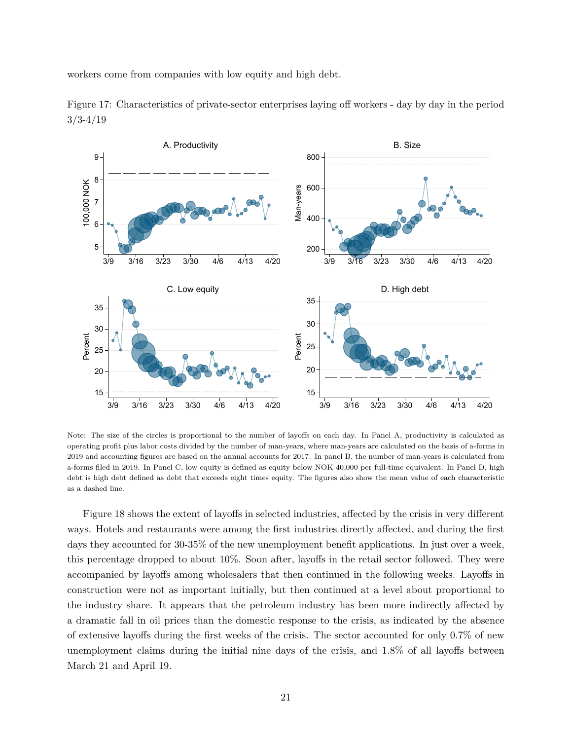workers come from companies with low equity and high debt.

Figure 17: Characteristics of private-sector enterprises laying off workers - day by day in the period 3/3-4/19

Note: The size of the circles is proportional to the number of layoffs on each day. In Panel A, productivity is calculated as operating profit plus labor costs divided by the number of man-years, where man-years are calculated on the basis of a-forms in 2019 and accounting figures are based on the annual accounts for 2017. In panel B, the number of man-years is calculated from a-forms filed in 2019. In Panel C, low equity is defined as equity below NOK 40,000 per full-time equivalent. In Panel D, high debt is high debt defined as debt that exceeds eight times equity. The figures also show the mean value of each characteristic as a dashed line.

Figure 18 shows the extent of layoffs in selected industries, affected by the crisis in very different ways. Hotels and restaurants were among the first industries directly affected, and during the first days they accounted for 30-35% of the new unemployment benefit applications. In just over a week, this percentage dropped to about 10%. Soon after, layoffs in the retail sector followed. They were accompanied by layoffs among wholesalers that then continued in the following weeks. Layoffs in construction were not as important initially, but then continued at a level about proportional to the industry share. It appears that the petroleum industry has been more indirectly affected by a dramatic fall in oil prices than the domestic response to the crisis, as indicated by the absence of extensive layoffs during the first weeks of the crisis. The sector accounted for only 0.7% of new unemployment claims during the initial nine days of the crisis, and 1.8% of all layoffs between March 21 and April 19.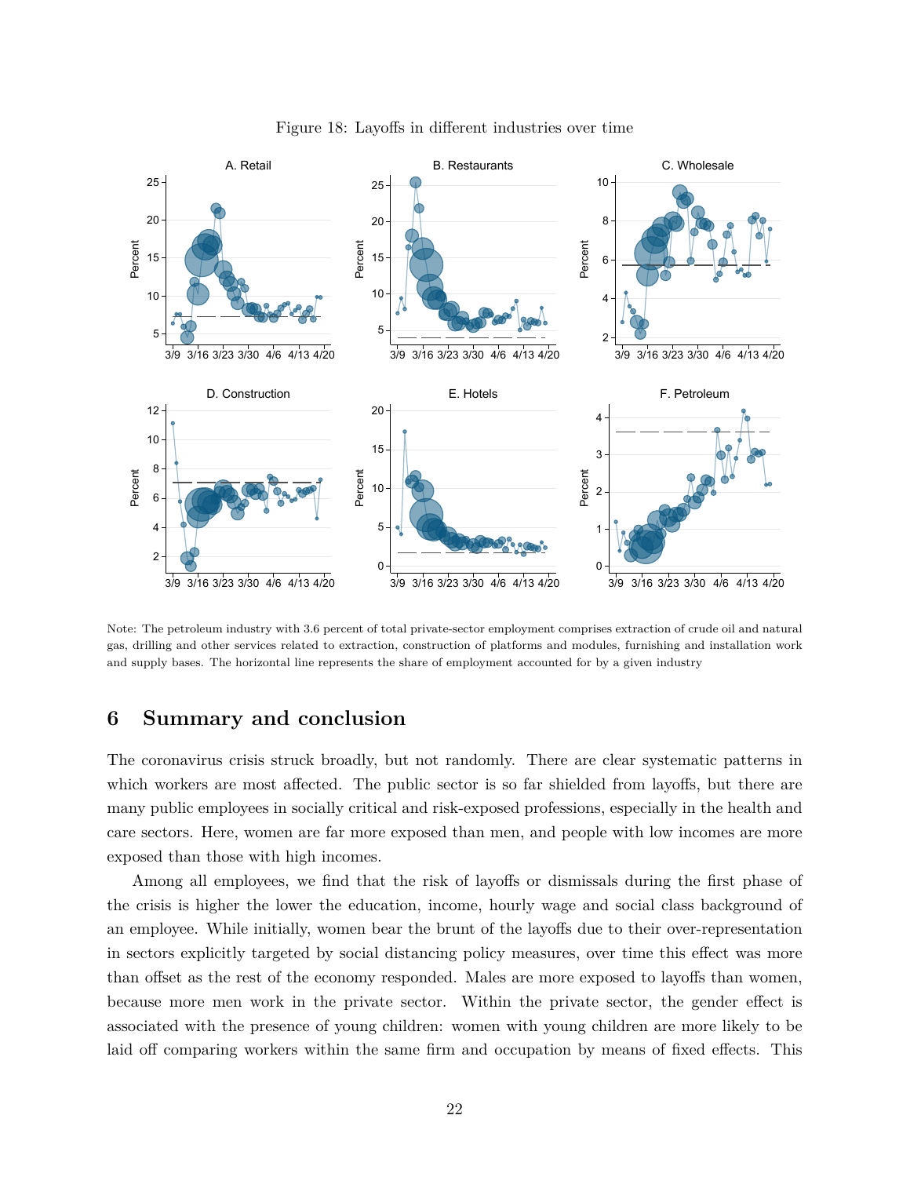Figure 18: Layoffs in different industries over time

Note: The petroleum industry with 3.6 percent of total private-sector employment comprises extraction of crude oil and natural gas, drilling and other services related to extraction, construction of platforms and modules, furnishing and installation work and supply bases. The horizontal line represents the share of employment accounted for by a given industry

## 6 Summary and conclusion

The coronavirus crisis struck broadly, but not randomly. There are clear systematic patterns in which workers are most affected. The public sector is so far shielded from layoffs, but there are many public employees in socially critical and risk-exposed professions, especially in the health and care sectors. Here, women are far more exposed than men, and people with low incomes are more exposed than those with high incomes.

Among all employees, we find that the risk of layoffs or dismissals during the first phase of the crisis is higher the lower the education, income, hourly wage and social class background of an employee. While initially, women bear the brunt of the layoffs due to their over-representation in sectors explicitly targeted by social distancing policy measures, over time this effect was more than offset as the rest of the economy responded. Males are more exposed to layoffs than women, because more men work in the private sector. Within the private sector, the gender effect is associated with the presence of young children: women with young children are more likely to be laid off comparing workers within the same firm and occupation by means of fixed effects. This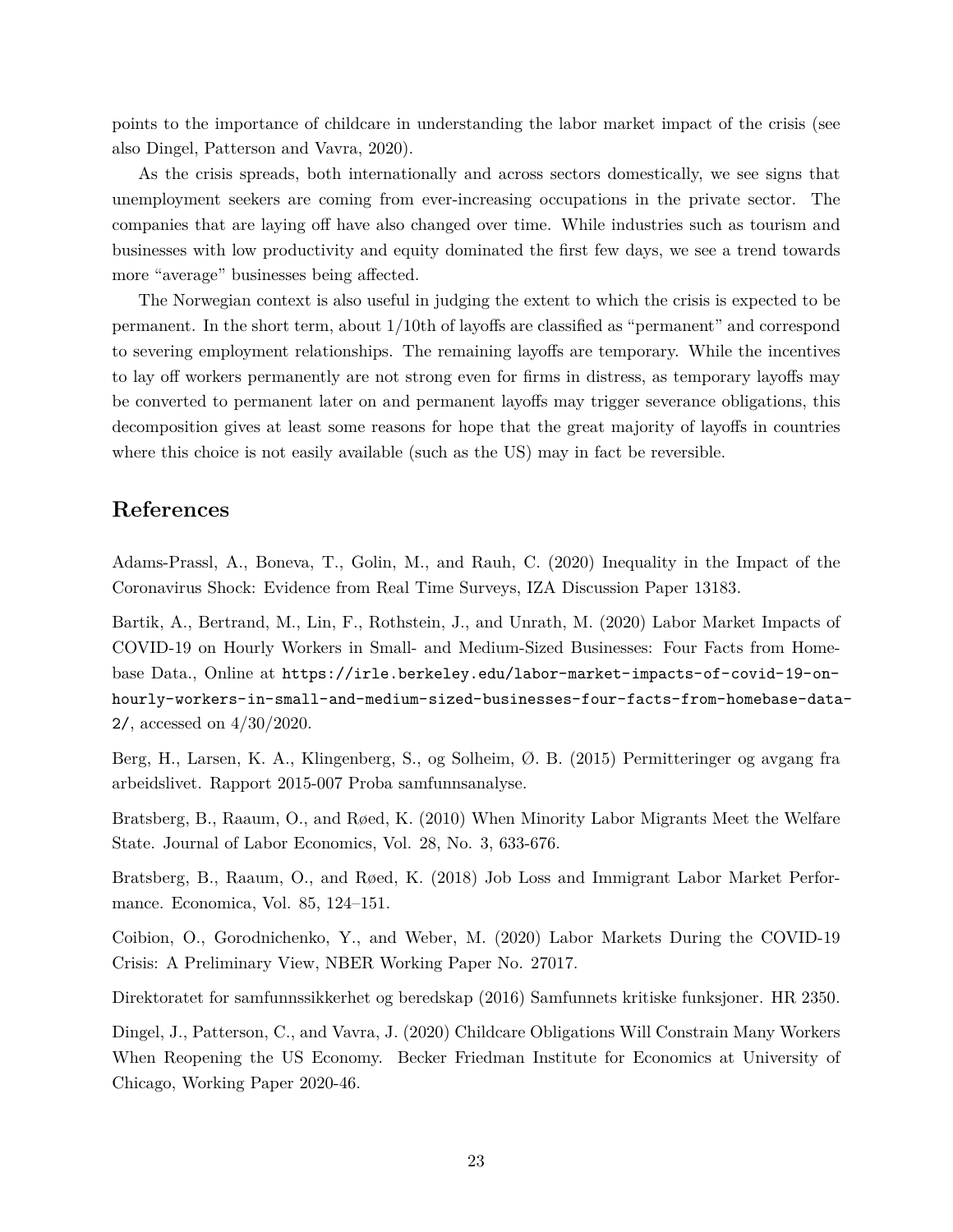points to the importance of childcare in understanding the labor market impact of the crisis (see also Dingel, Patterson and Vavra, 2020).

As the crisis spreads, both internationally and across sectors domestically, we see signs that unemployment seekers are coming from ever-increasing occupations in the private sector. The companies that are laying off have also changed over time. While industries such as tourism and businesses with low productivity and equity dominated the first few days, we see a trend towards more "average" businesses being affected.

The Norwegian context is also useful in judging the extent to which the crisis is expected to be permanent. In the short term, about 1/10th of layoffs are classified as "permanent" and correspond to severing employment relationships. The remaining layoffs are temporary. While the incentives to lay off workers permanently are not strong even for firms in distress, as temporary layoffs may be converted to permanent later on and permanent layoffs may trigger severance obligations, this decomposition gives at least some reasons for hope that the great majority of layoffs in countries where this choice is not easily available (such as the US) may in fact be reversible.

## References

Adams-Prassl, A., Boneva, T., Golin, M., and Rauh, C. (2020) Inequality in the Impact of the Coronavirus Shock: Evidence from Real Time Surveys, IZA Discussion Paper 13183.

Bartik, A., Bertrand, M., Lin, F., Rothstein, J., and Unrath, M. (2020) Labor Market Impacts of COVID-19 on Hourly Workers in Small- and Medium-Sized Businesses: Four Facts from Homebase Data., Online at `https://irle.berkeley.edu/labor-market-impacts-of-covid-19-on-hourly-workers-in-small-and-medium-sized-businesses-four-facts-from-homebase-data-2/`, accessed on 4/30/2020.

Berg, H., Larsen, K. A., Klingenberg, S., og Solheim, Ø. B. (2015) Permitteringer og avgang fra arbeidslivet. Rapport 2015-007 Proba samfunnsanalyse.

Bratsberg, B., Raaum, O., and Røed, K. (2010) When Minority Labor Migrants Meet the Welfare State. Journal of Labor Economics, Vol. 28, No. 3, 633-676.

Bratsberg, B., Raaum, O., and Røed, K. (2018) Job Loss and Immigrant Labor Market Performance. Economica, Vol. 85, 124–151.

Coibion, O., Gorodnichenko, Y., and Weber, M. (2020) Labor Markets During the COVID-19 Crisis: A Preliminary View, NBER Working Paper No. 27017.

Direktoratet for samfunnssikkerhet og beredskap (2016) Samfunnets kritiske funksjoner. HR 2350.

Dingel, J., Patterson, C., and Vavra, J. (2020) Childcare Obligations Will Constrain Many Workers When Reopening the US Economy. Becker Friedman Institute for Economics at University of Chicago, Working Paper 2020-46.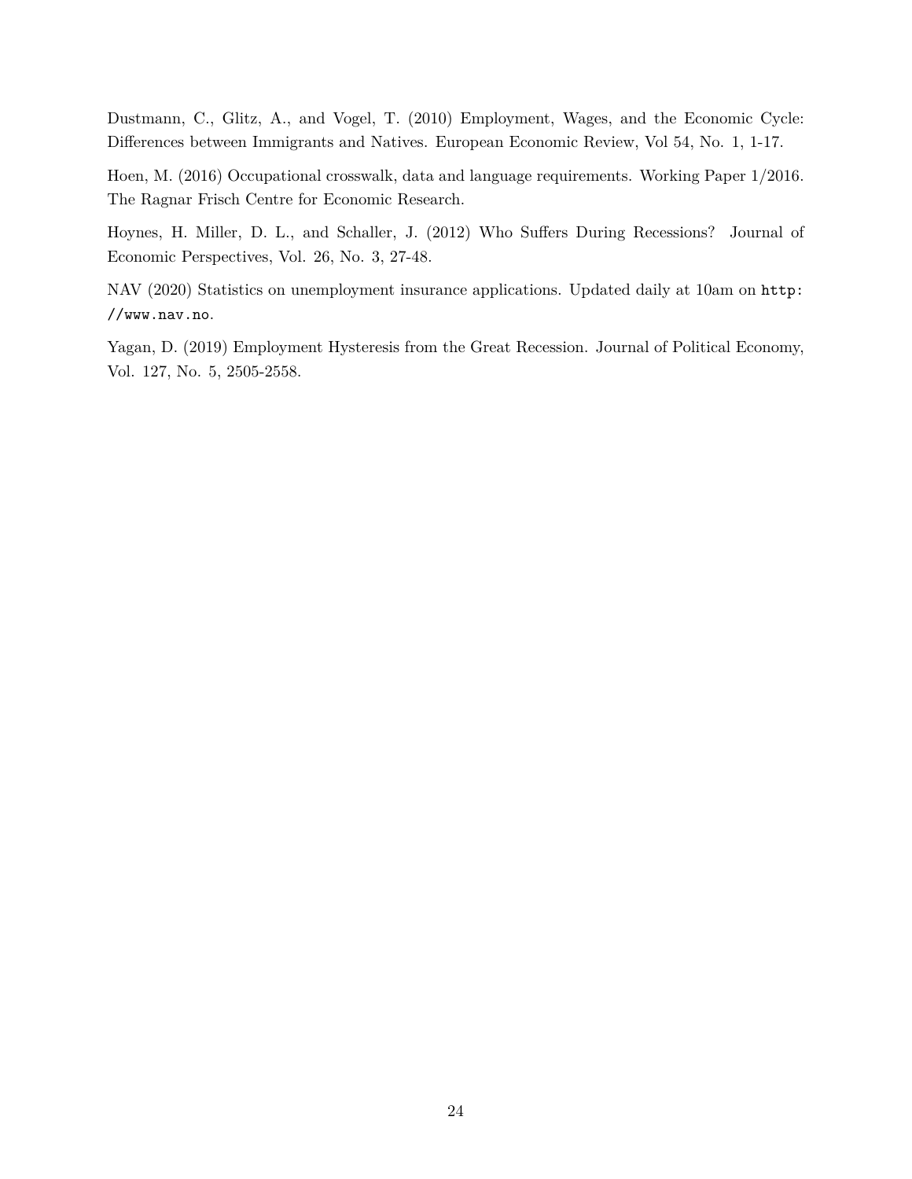Dustmann, C., Glitz, A., and Vogel, T. (2010) Employment, Wages, and the Economic Cycle: Differences between Immigrants and Natives. European Economic Review, Vol 54, No. 1, 1-17.

Hoen, M. (2016) Occupational crosswalk, data and language requirements. Working Paper 1/2016. The Ragnar Frisch Centre for Economic Research.

Hoynes, H. Miller, D. L., and Schaller, J. (2012) Who Suffers During Recessions? Journal of Economic Perspectives, Vol. 26, No. 3, 27-48.

NAV (2020) Statistics on unemployment insurance applications. Updated daily at 10am on `http://www.nav.no`.

Yagan, D. (2019) Employment Hysteresis from the Great Recession. Journal of Political Economy, Vol. 127, No. 5, 2505-2558.